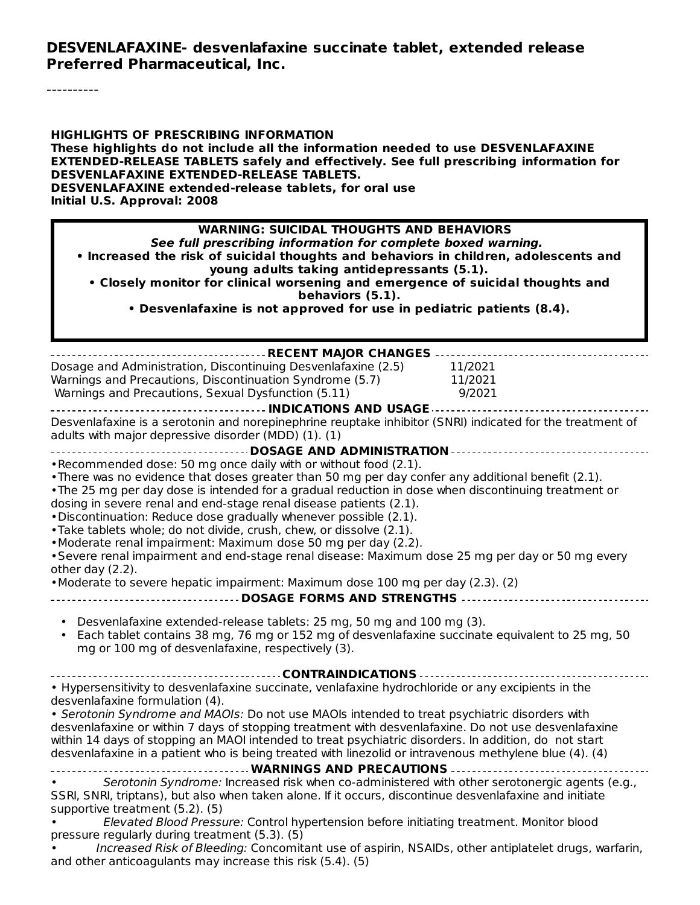**DESVENLAFAXINE- desvenlafaxine succinate tablet, extended release**
**Preferred Pharmaceutical, Inc.**

----------

**HIGHLIGHTS OF PRESCRIBING INFORMATION**
**These highlights do not include all the information needed to use DESVENLAFAXINE EXTENDED-RELEASE TABLETS safely and effectively. See full prescribing information for DESVENLAFAXINE EXTENDED-RELEASE TABLETS.**
**DESVENLAFAXINE extended-release tablets, for oral use**
**Initial U.S. Approval: 2008**

**WARNING: SUICIDAL THOUGHTS AND BEHAVIORS**
***See full prescribing information for complete boxed warning.***
- **Increased the risk of suicidal thoughts and behaviors in children, adolescents and young adults taking antidepressants (5.1).**
- **Closely monitor for clinical worsening and emergence of suicidal thoughts and behaviors (5.1).**
- **Desvenlafaxine is not approved for use in pediatric patients (8.4).**

**RECENT MAJOR CHANGES**

| | |
|---|---|
| Dosage and Administration, Discontinuing Desvenlafaxine (2.5) | 11/2021 |
| Warnings and Precautions, Discontinuation Syndrome (5.7) | 11/2021 |
| Warnings and Precautions, Sexual Dysfunction (5.11) | 9/2021 |

**INDICATIONS AND USAGE**

Desvenlafaxine is a serotonin and norepinephrine reuptake inhibitor (SNRI) indicated for the treatment of adults with major depressive disorder (MDD) (1). (1)

**DOSAGE AND ADMINISTRATION**

- Recommended dose: 50 mg once daily with or without food (2.1).
- There was no evidence that doses greater than 50 mg per day confer any additional benefit (2.1).
- The 25 mg per day dose is intended for a gradual reduction in dose when discontinuing treatment or dosing in severe renal and end-stage renal disease patients (2.1).
- Discontinuation: Reduce dose gradually whenever possible (2.1).
- Take tablets whole; do not divide, crush, chew, or dissolve (2.1).
- Moderate renal impairment: Maximum dose 50 mg per day (2.2).
- Severe renal impairment and end-stage renal disease: Maximum dose 25 mg per day or 50 mg every other day (2.2).
- Moderate to severe hepatic impairment: Maximum dose 100 mg per day (2.3). (2)

**DOSAGE FORMS AND STRENGTHS**

- Desvenlafaxine extended-release tablets: 25 mg, 50 mg and 100 mg (3).
- Each tablet contains 38 mg, 76 mg or 152 mg of desvenlafaxine succinate equivalent to 25 mg, 50 mg or 100 mg of desvenlafaxine, respectively (3).

**CONTRAINDICATIONS**

- Hypersensitivity to desvenlafaxine succinate, venlafaxine hydrochloride or any excipients in the desvenlafaxine formulation (4).
- *Serotonin Syndrome and MAOIs:* Do not use MAOIs intended to treat psychiatric disorders with desvenlafaxine or within 7 days of stopping treatment with desvenlafaxine. Do not use desvenlafaxine within 14 days of stopping an MAOI intended to treat psychiatric disorders. In addition, do not start desvenlafaxine in a patient who is being treated with linezolid or intravenous methylene blue (4). (4)

**WARNINGS AND PRECAUTIONS**

- *Serotonin Syndrome:* Increased risk when co-administered with other serotonergic agents (e.g., SSRI, SNRI, triptans), but also when taken alone. If it occurs, discontinue desvenlafaxine and initiate supportive treatment (5.2). (5)
- *Elevated Blood Pressure:* Control hypertension before initiating treatment. Monitor blood pressure regularly during treatment (5.3). (5)
- *Increased Risk of Bleeding:* Concomitant use of aspirin, NSAIDs, other antiplatelet drugs, warfarin, and other anticoagulants may increase this risk (5.4). (5)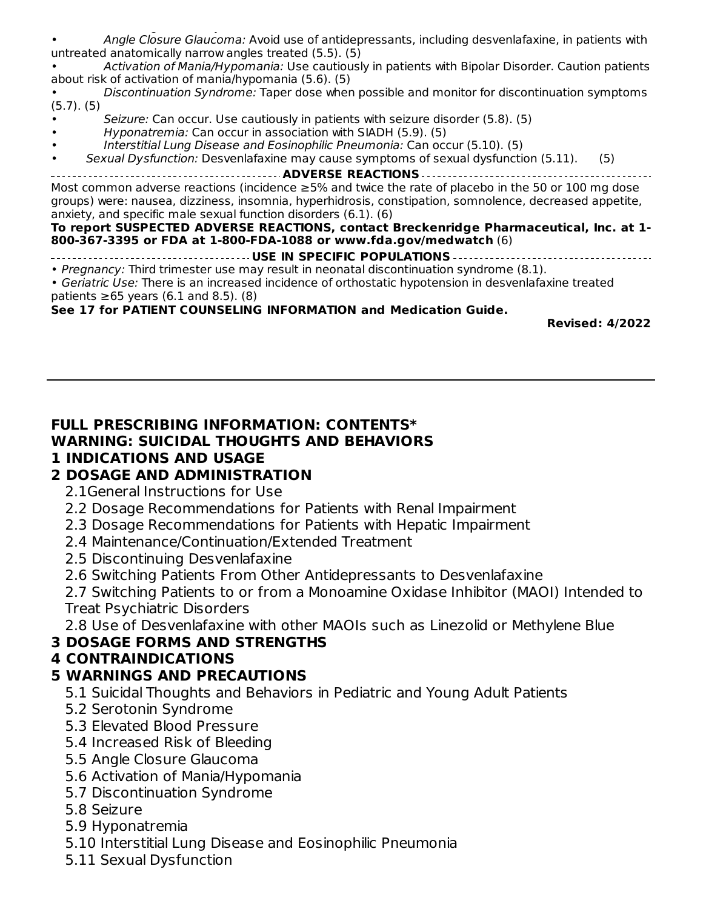- *Angle Closure Glaucoma:* Avoid use of antidepressants, including desvenlafaxine, in patients with untreated anatomically narrow angles treated (5.5). (5)
- *Activation of Mania/Hypomania:* Use cautiously in patients with Bipolar Disorder. Caution patients about risk of activation of mania/hypomania (5.6). (5)
- *Discontinuation Syndrome:* Taper dose when possible and monitor for discontinuation symptoms (5.7). (5)
- *Seizure:* Can occur. Use cautiously in patients with seizure disorder (5.8). (5)
- *Hyponatremia:* Can occur in association with SIADH (5.9). (5)
- *Interstitial Lung Disease and Eosinophilic Pneumonia:* Can occur (5.10). (5)
- *Sexual Dysfunction:* Desvenlafaxine may cause symptoms of sexual dysfunction (5.11). (5)

**ADVERSE REACTIONS**

Most common adverse reactions (incidence ≥5% and twice the rate of placebo in the 50 or 100 mg dose groups) were: nausea, dizziness, insomnia, hyperhidrosis, constipation, somnolence, decreased appetite, anxiety, and specific male sexual function disorders (6.1). (6)

**To report SUSPECTED ADVERSE REACTIONS, contact Breckenridge Pharmaceutical, Inc. at 1-800-367-3395 or FDA at 1-800-FDA-1088 or www.fda.gov/medwatch** (6)

**USE IN SPECIFIC POPULATIONS**

- *Pregnancy:* Third trimester use may result in neonatal discontinuation syndrome (8.1).
- *Geriatric Use:* There is an increased incidence of orthostatic hypotension in desvenlafaxine treated patients ≥65 years (6.1 and 8.5). (8)

**See 17 for PATIENT COUNSELING INFORMATION and Medication Guide.**

**Revised: 4/2022**

---

# FULL PRESCRIBING INFORMATION: CONTENTS*

**WARNING: SUICIDAL THOUGHTS AND BEHAVIORS**

**1 INDICATIONS AND USAGE**

**2 DOSAGE AND ADMINISTRATION**

2.1General Instructions for Use

2.2 Dosage Recommendations for Patients with Renal Impairment

2.3 Dosage Recommendations for Patients with Hepatic Impairment

2.4 Maintenance/Continuation/Extended Treatment

2.5 Discontinuing Desvenlafaxine

2.6 Switching Patients From Other Antidepressants to Desvenlafaxine

2.7 Switching Patients to or from a Monoamine Oxidase Inhibitor (MAOI) Intended to Treat Psychiatric Disorders

2.8 Use of Desvenlafaxine with other MAOIs such as Linezolid or Methylene Blue

**3 DOSAGE FORMS AND STRENGTHS**

**4 CONTRAINDICATIONS**

**5 WARNINGS AND PRECAUTIONS**

5.1 Suicidal Thoughts and Behaviors in Pediatric and Young Adult Patients

5.2 Serotonin Syndrome

5.3 Elevated Blood Pressure

5.4 Increased Risk of Bleeding

5.5 Angle Closure Glaucoma

5.6 Activation of Mania/Hypomania

5.7 Discontinuation Syndrome

5.8 Seizure

5.9 Hyponatremia

5.10 Interstitial Lung Disease and Eosinophilic Pneumonia

5.11 Sexual Dysfunction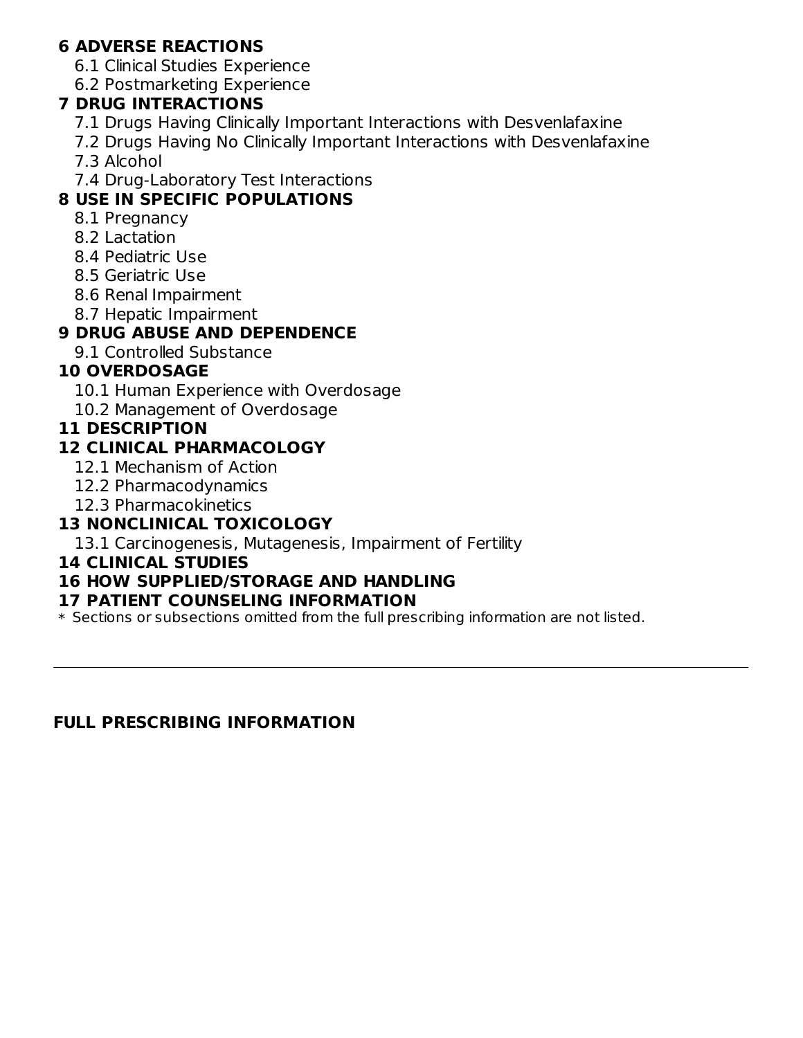**6 ADVERSE REACTIONS**

6.1 Clinical Studies Experience

6.2 Postmarketing Experience

**7 DRUG INTERACTIONS**

7.1 Drugs Having Clinically Important Interactions with Desvenlafaxine

7.2 Drugs Having No Clinically Important Interactions with Desvenlafaxine

7.3 Alcohol

7.4 Drug-Laboratory Test Interactions

**8 USE IN SPECIFIC POPULATIONS**

8.1 Pregnancy

8.2 Lactation

8.4 Pediatric Use

8.5 Geriatric Use

8.6 Renal Impairment

8.7 Hepatic Impairment

**9 DRUG ABUSE AND DEPENDENCE**

9.1 Controlled Substance

**10 OVERDOSAGE**

10.1 Human Experience with Overdosage

10.2 Management of Overdosage

**11 DESCRIPTION**

**12 CLINICAL PHARMACOLOGY**

12.1 Mechanism of Action

12.2 Pharmacodynamics

12.3 Pharmacokinetics

**13 NONCLINICAL TOXICOLOGY**

13.1 Carcinogenesis, Mutagenesis, Impairment of Fertility

**14 CLINICAL STUDIES**

**16 HOW SUPPLIED/STORAGE AND HANDLING**

**17 PATIENT COUNSELING INFORMATION**

* Sections or subsections omitted from the full prescribing information are not listed.

---

## FULL PRESCRIBING INFORMATION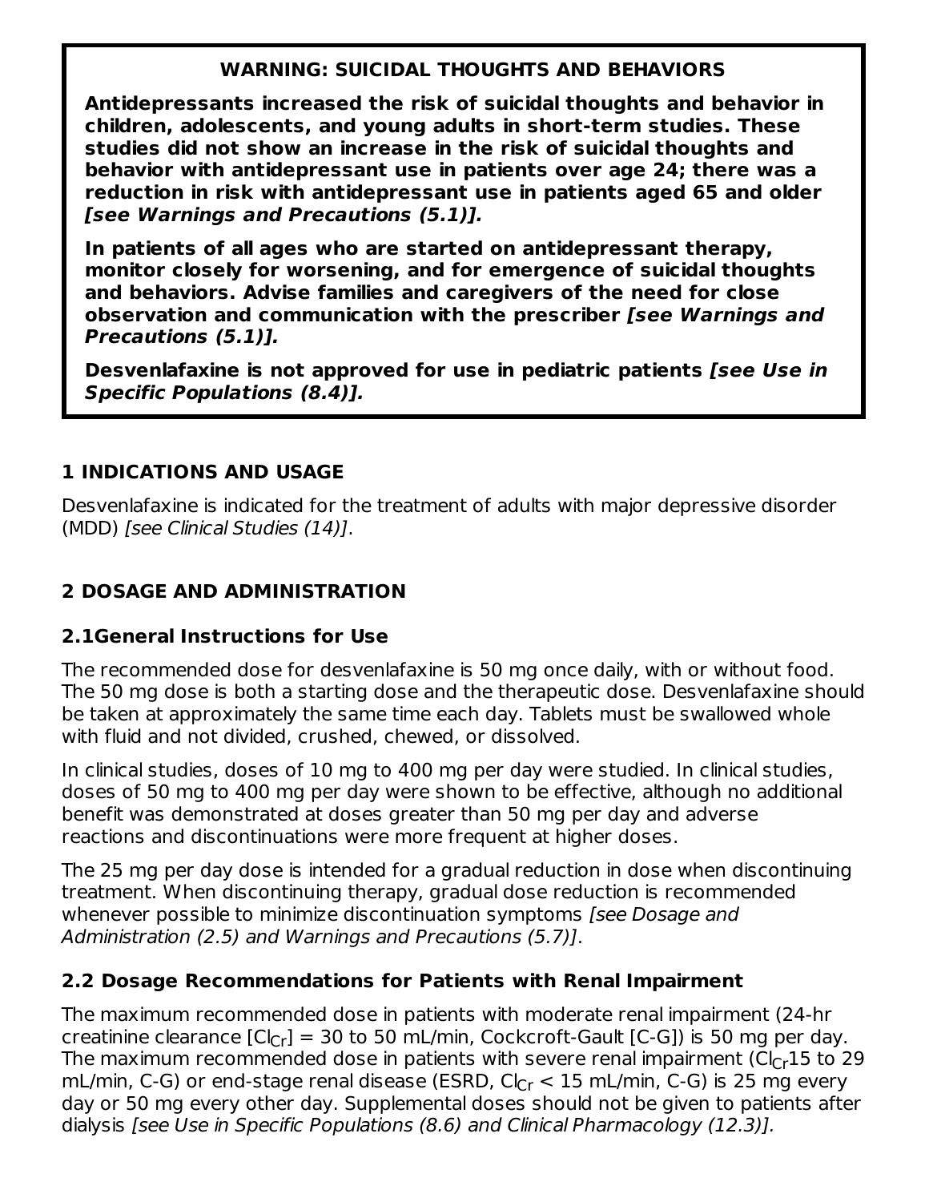**WARNING: SUICIDAL THOUGHTS AND BEHAVIORS**

**Antidepressants increased the risk of suicidal thoughts and behavior in children, adolescents, and young adults in short-term studies. These studies did not show an increase in the risk of suicidal thoughts and behavior with antidepressant use in patients over age 24; there was a reduction in risk with antidepressant use in patients aged 65 and older *[see Warnings and Precautions (5.1)].***

**In patients of all ages who are started on antidepressant therapy, monitor closely for worsening, and for emergence of suicidal thoughts and behaviors. Advise families and caregivers of the need for close observation and communication with the prescriber *[see Warnings and Precautions (5.1)].***

**Desvenlafaxine is not approved for use in pediatric patients *[see Use in Specific Populations (8.4)].***

## 1 INDICATIONS AND USAGE

Desvenlafaxine is indicated for the treatment of adults with major depressive disorder (MDD) *[see Clinical Studies (14)]*.

## 2 DOSAGE AND ADMINISTRATION

### 2.1General Instructions for Use

The recommended dose for desvenlafaxine is 50 mg once daily, with or without food. The 50 mg dose is both a starting dose and the therapeutic dose. Desvenlafaxine should be taken at approximately the same time each day. Tablets must be swallowed whole with fluid and not divided, crushed, chewed, or dissolved.

In clinical studies, doses of 10 mg to 400 mg per day were studied. In clinical studies, doses of 50 mg to 400 mg per day were shown to be effective, although no additional benefit was demonstrated at doses greater than 50 mg per day and adverse reactions and discontinuations were more frequent at higher doses.

The 25 mg per day dose is intended for a gradual reduction in dose when discontinuing treatment. When discontinuing therapy, gradual dose reduction is recommended whenever possible to minimize discontinuation symptoms *[see Dosage and Administration (2.5) and Warnings and Precautions (5.7)]*.

### 2.2 Dosage Recommendations for Patients with Renal Impairment

The maximum recommended dose in patients with moderate renal impairment (24-hr creatinine clearance [$Cl_{Cr}$] = 30 to 50 mL/min, Cockcroft-Gault [C-G]) is 50 mg per day. The maximum recommended dose in patients with severe renal impairment ($Cl_{Cr}$15 to 29 mL/min, C-G) or end-stage renal disease (ESRD, $Cl_{Cr}$ < 15 mL/min, C-G) is 25 mg every day or 50 mg every other day. Supplemental doses should not be given to patients after dialysis *[see Use in Specific Populations (8.6) and Clinical Pharmacology (12.3)].*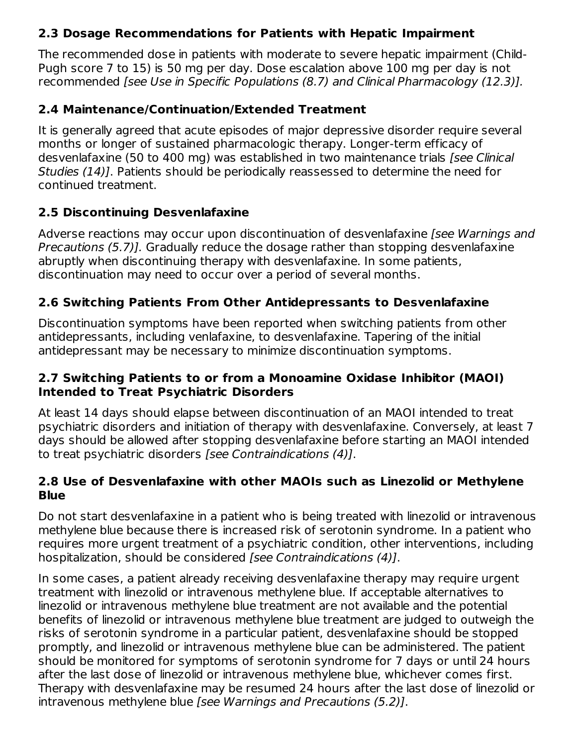## 2.3 Dosage Recommendations for Patients with Hepatic Impairment

The recommended dose in patients with moderate to severe hepatic impairment (Child-Pugh score 7 to 15) is 50 mg per day. Dose escalation above 100 mg per day is not recommended *[see Use in Specific Populations (8.7) and Clinical Pharmacology (12.3)].*

## 2.4 Maintenance/Continuation/Extended Treatment

It is generally agreed that acute episodes of major depressive disorder require several months or longer of sustained pharmacologic therapy. Longer-term efficacy of desvenlafaxine (50 to 400 mg) was established in two maintenance trials *[see Clinical Studies (14)]*. Patients should be periodically reassessed to determine the need for continued treatment.

## 2.5 Discontinuing Desvenlafaxine

Adverse reactions may occur upon discontinuation of desvenlafaxine *[see Warnings and Precautions (5.7)].* Gradually reduce the dosage rather than stopping desvenlafaxine abruptly when discontinuing therapy with desvenlafaxine. In some patients, discontinuation may need to occur over a period of several months.

## 2.6 Switching Patients From Other Antidepressants to Desvenlafaxine

Discontinuation symptoms have been reported when switching patients from other antidepressants, including venlafaxine, to desvenlafaxine. Tapering of the initial antidepressant may be necessary to minimize discontinuation symptoms.

## 2.7 Switching Patients to or from a Monoamine Oxidase Inhibitor (MAOI) Intended to Treat Psychiatric Disorders

At least 14 days should elapse between discontinuation of an MAOI intended to treat psychiatric disorders and initiation of therapy with desvenlafaxine. Conversely, at least 7 days should be allowed after stopping desvenlafaxine before starting an MAOI intended to treat psychiatric disorders *[see Contraindications (4)]*.

## 2.8 Use of Desvenlafaxine with other MAOIs such as Linezolid or Methylene Blue

Do not start desvenlafaxine in a patient who is being treated with linezolid or intravenous methylene blue because there is increased risk of serotonin syndrome. In a patient who requires more urgent treatment of a psychiatric condition, other interventions, including hospitalization, should be considered *[see Contraindications (4)]*.

In some cases, a patient already receiving desvenlafaxine therapy may require urgent treatment with linezolid or intravenous methylene blue. If acceptable alternatives to linezolid or intravenous methylene blue treatment are not available and the potential benefits of linezolid or intravenous methylene blue treatment are judged to outweigh the risks of serotonin syndrome in a particular patient, desvenlafaxine should be stopped promptly, and linezolid or intravenous methylene blue can be administered. The patient should be monitored for symptoms of serotonin syndrome for 7 days or until 24 hours after the last dose of linezolid or intravenous methylene blue, whichever comes first. Therapy with desvenlafaxine may be resumed 24 hours after the last dose of linezolid or intravenous methylene blue *[see Warnings and Precautions (5.2)]*.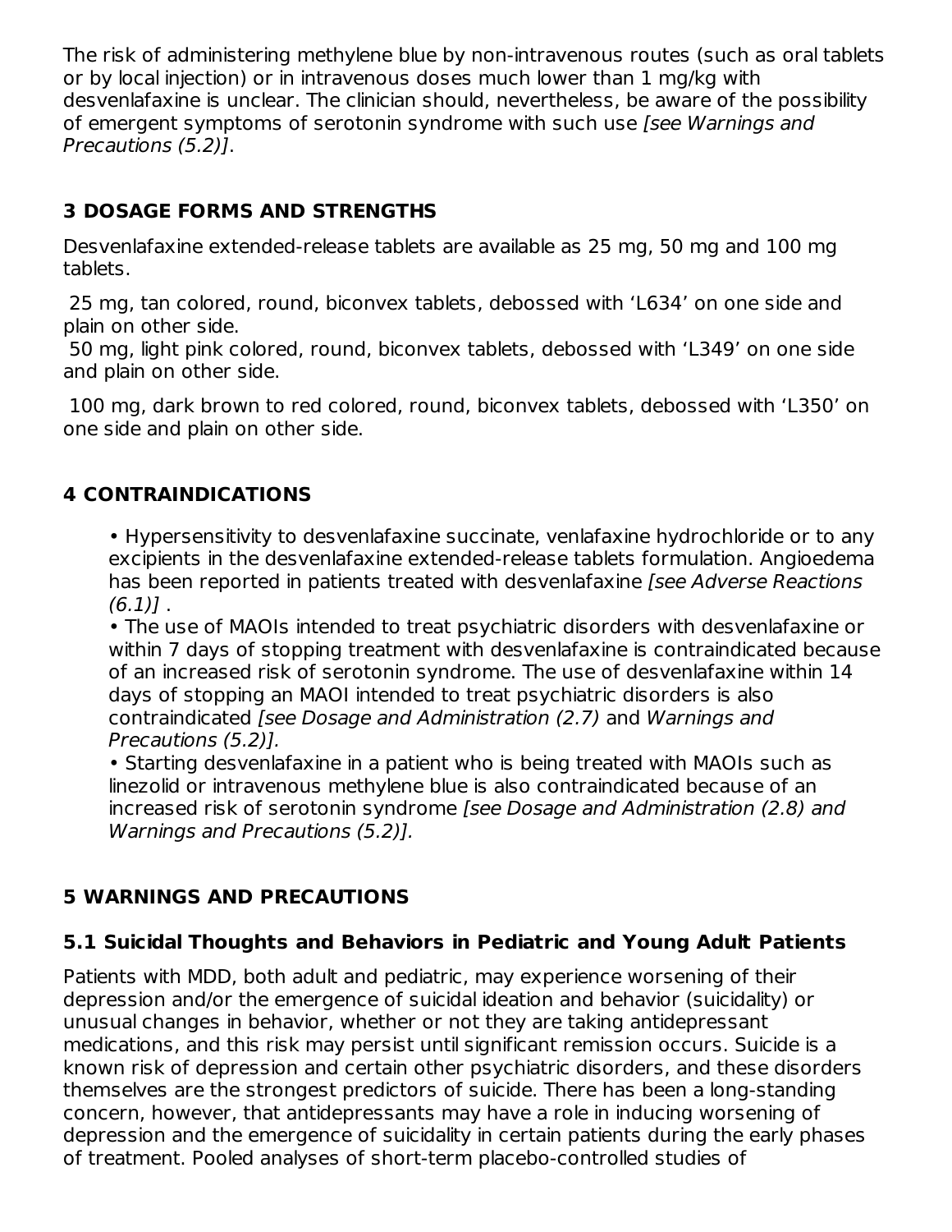The risk of administering methylene blue by non-intravenous routes (such as oral tablets or by local injection) or in intravenous doses much lower than 1 mg/kg with desvenlafaxine is unclear. The clinician should, nevertheless, be aware of the possibility of emergent symptoms of serotonin syndrome with such use *[see Warnings and Precautions (5.2)]*.

## 3 DOSAGE FORMS AND STRENGTHS

Desvenlafaxine extended-release tablets are available as 25 mg, 50 mg and 100 mg tablets.

25 mg, tan colored, round, biconvex tablets, debossed with 'L634' on one side and plain on other side.

50 mg, light pink colored, round, biconvex tablets, debossed with 'L349' on one side and plain on other side.

100 mg, dark brown to red colored, round, biconvex tablets, debossed with 'L350' on one side and plain on other side.

## 4 CONTRAINDICATIONS

- Hypersensitivity to desvenlafaxine succinate, venlafaxine hydrochloride or to any excipients in the desvenlafaxine extended-release tablets formulation. Angioedema has been reported in patients treated with desvenlafaxine *[see Adverse Reactions (6.1)]* .
- The use of MAOIs intended to treat psychiatric disorders with desvenlafaxine or within 7 days of stopping treatment with desvenlafaxine is contraindicated because of an increased risk of serotonin syndrome. The use of desvenlafaxine within 14 days of stopping an MAOI intended to treat psychiatric disorders is also contraindicated *[see Dosage and Administration (2.7)* and *Warnings and Precautions (5.2)]*.
- Starting desvenlafaxine in a patient who is being treated with MAOIs such as linezolid or intravenous methylene blue is also contraindicated because of an increased risk of serotonin syndrome *[see Dosage and Administration (2.8) and Warnings and Precautions (5.2)]*.

## 5 WARNINGS AND PRECAUTIONS

### 5.1 Suicidal Thoughts and Behaviors in Pediatric and Young Adult Patients

Patients with MDD, both adult and pediatric, may experience worsening of their depression and/or the emergence of suicidal ideation and behavior (suicidality) or unusual changes in behavior, whether or not they are taking antidepressant medications, and this risk may persist until significant remission occurs. Suicide is a known risk of depression and certain other psychiatric disorders, and these disorders themselves are the strongest predictors of suicide. There has been a long-standing concern, however, that antidepressants may have a role in inducing worsening of depression and the emergence of suicidality in certain patients during the early phases of treatment. Pooled analyses of short-term placebo-controlled studies of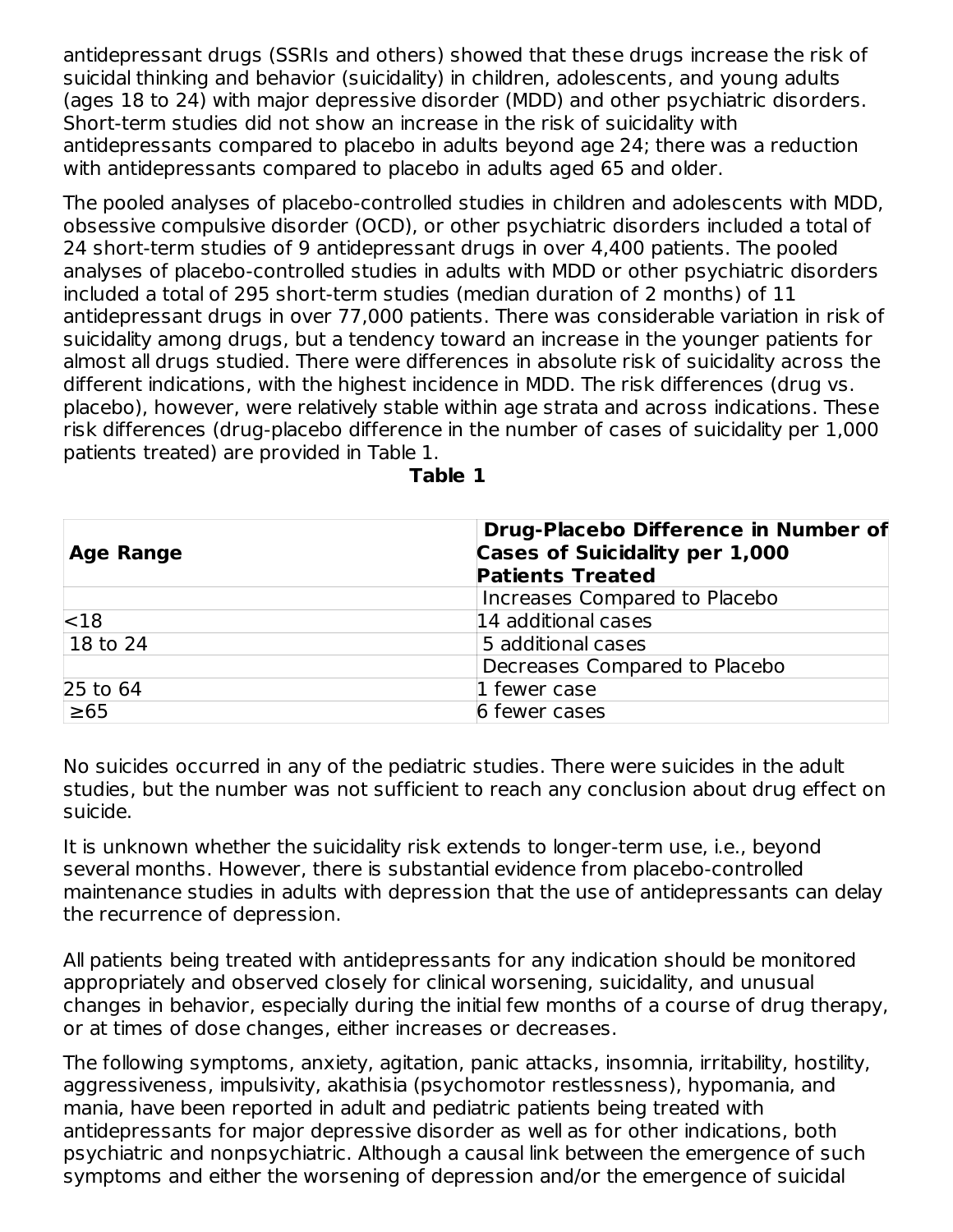antidepressant drugs (SSRIs and others) showed that these drugs increase the risk of suicidal thinking and behavior (suicidality) in children, adolescents, and young adults (ages 18 to 24) with major depressive disorder (MDD) and other psychiatric disorders. Short-term studies did not show an increase in the risk of suicidality with antidepressants compared to placebo in adults beyond age 24; there was a reduction with antidepressants compared to placebo in adults aged 65 and older.

The pooled analyses of placebo-controlled studies in children and adolescents with MDD, obsessive compulsive disorder (OCD), or other psychiatric disorders included a total of 24 short-term studies of 9 antidepressant drugs in over 4,400 patients. The pooled analyses of placebo-controlled studies in adults with MDD or other psychiatric disorders included a total of 295 short-term studies (median duration of 2 months) of 11 antidepressant drugs in over 77,000 patients. There was considerable variation in risk of suicidality among drugs, but a tendency toward an increase in the younger patients for almost all drugs studied. There were differences in absolute risk of suicidality across the different indications, with the highest incidence in MDD. The risk differences (drug vs. placebo), however, were relatively stable within age strata and across indications. These risk differences (drug-placebo difference in the number of cases of suicidality per 1,000 patients treated) are provided in Table 1.

**Table 1**

| Age Range | Drug-Placebo Difference in Number of Cases of Suicidality per 1,000 Patients Treated |
|---|---|
| | Increases Compared to Placebo |
| <18 | 14 additional cases |
| 18 to 24 | 5 additional cases |
| | Decreases Compared to Placebo |
| 25 to 64 | 1 fewer case |
| ≥65 | 6 fewer cases |

No suicides occurred in any of the pediatric studies. There were suicides in the adult studies, but the number was not sufficient to reach any conclusion about drug effect on suicide.

It is unknown whether the suicidality risk extends to longer-term use, i.e., beyond several months. However, there is substantial evidence from placebo-controlled maintenance studies in adults with depression that the use of antidepressants can delay the recurrence of depression.

All patients being treated with antidepressants for any indication should be monitored appropriately and observed closely for clinical worsening, suicidality, and unusual changes in behavior, especially during the initial few months of a course of drug therapy, or at times of dose changes, either increases or decreases.

The following symptoms, anxiety, agitation, panic attacks, insomnia, irritability, hostility, aggressiveness, impulsivity, akathisia (psychomotor restlessness), hypomania, and mania, have been reported in adult and pediatric patients being treated with antidepressants for major depressive disorder as well as for other indications, both psychiatric and nonpsychiatric. Although a causal link between the emergence of such symptoms and either the worsening of depression and/or the emergence of suicidal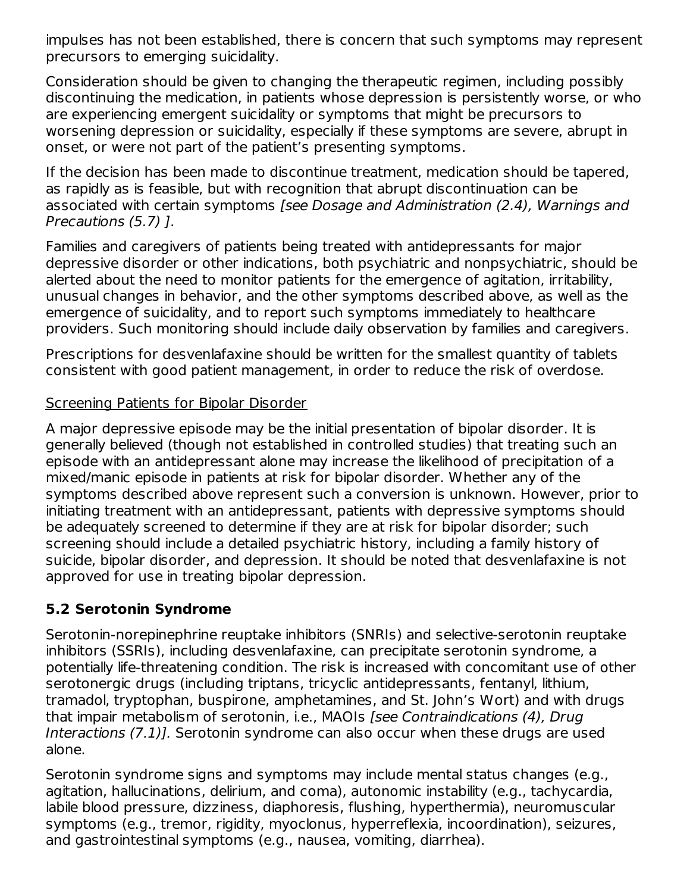impulses has not been established, there is concern that such symptoms may represent precursors to emerging suicidality.

Consideration should be given to changing the therapeutic regimen, including possibly discontinuing the medication, in patients whose depression is persistently worse, or who are experiencing emergent suicidality or symptoms that might be precursors to worsening depression or suicidality, especially if these symptoms are severe, abrupt in onset, or were not part of the patient's presenting symptoms.

If the decision has been made to discontinue treatment, medication should be tapered, as rapidly as is feasible, but with recognition that abrupt discontinuation can be associated with certain symptoms *[see Dosage and Administration (2.4), Warnings and Precautions (5.7) ]*.

Families and caregivers of patients being treated with antidepressants for major depressive disorder or other indications, both psychiatric and nonpsychiatric, should be alerted about the need to monitor patients for the emergence of agitation, irritability, unusual changes in behavior, and the other symptoms described above, as well as the emergence of suicidality, and to report such symptoms immediately to healthcare providers. Such monitoring should include daily observation by families and caregivers.

Prescriptions for desvenlafaxine should be written for the smallest quantity of tablets consistent with good patient management, in order to reduce the risk of overdose.

<u>Screening Patients for Bipolar Disorder</u>

A major depressive episode may be the initial presentation of bipolar disorder. It is generally believed (though not established in controlled studies) that treating such an episode with an antidepressant alone may increase the likelihood of precipitation of a mixed/manic episode in patients at risk for bipolar disorder. Whether any of the symptoms described above represent such a conversion is unknown. However, prior to initiating treatment with an antidepressant, patients with depressive symptoms should be adequately screened to determine if they are at risk for bipolar disorder; such screening should include a detailed psychiatric history, including a family history of suicide, bipolar disorder, and depression. It should be noted that desvenlafaxine is not approved for use in treating bipolar depression.

### 5.2 Serotonin Syndrome

Serotonin-norepinephrine reuptake inhibitors (SNRIs) and selective-serotonin reuptake inhibitors (SSRIs), including desvenlafaxine, can precipitate serotonin syndrome, a potentially life-threatening condition. The risk is increased with concomitant use of other serotonergic drugs (including triptans, tricyclic antidepressants, fentanyl, lithium, tramadol, tryptophan, buspirone, amphetamines, and St. John's Wort) and with drugs that impair metabolism of serotonin, i.e., MAOIs *[see Contraindications (4), Drug Interactions (7.1)].* Serotonin syndrome can also occur when these drugs are used alone.

Serotonin syndrome signs and symptoms may include mental status changes (e.g., agitation, hallucinations, delirium, and coma), autonomic instability (e.g., tachycardia, labile blood pressure, dizziness, diaphoresis, flushing, hyperthermia), neuromuscular symptoms (e.g., tremor, rigidity, myoclonus, hyperreflexia, incoordination), seizures, and gastrointestinal symptoms (e.g., nausea, vomiting, diarrhea).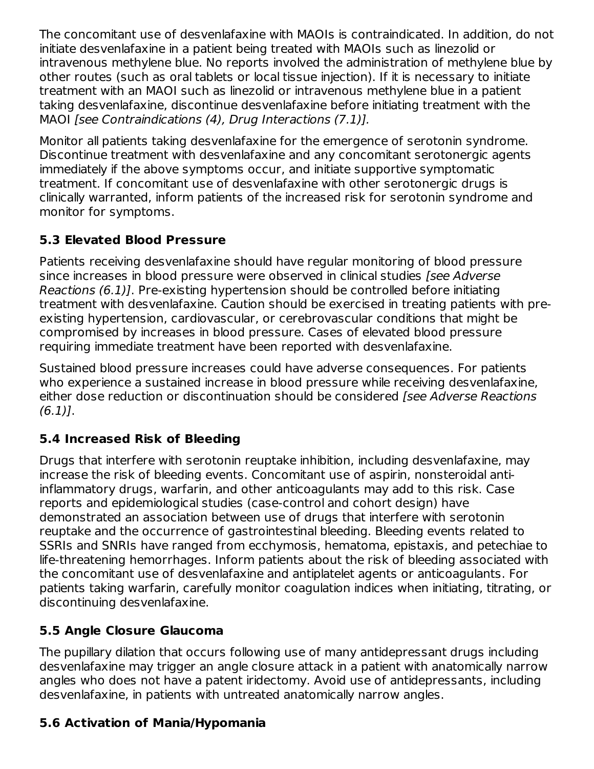The concomitant use of desvenlafaxine with MAOIs is contraindicated. In addition, do not initiate desvenlafaxine in a patient being treated with MAOIs such as linezolid or intravenous methylene blue. No reports involved the administration of methylene blue by other routes (such as oral tablets or local tissue injection). If it is necessary to initiate treatment with an MAOI such as linezolid or intravenous methylene blue in a patient taking desvenlafaxine, discontinue desvenlafaxine before initiating treatment with the MAOI *[see Contraindications (4), Drug Interactions (7.1)].*

Monitor all patients taking desvenlafaxine for the emergence of serotonin syndrome. Discontinue treatment with desvenlafaxine and any concomitant serotonergic agents immediately if the above symptoms occur, and initiate supportive symptomatic treatment. If concomitant use of desvenlafaxine with other serotonergic drugs is clinically warranted, inform patients of the increased risk for serotonin syndrome and monitor for symptoms.

### 5.3 Elevated Blood Pressure

Patients receiving desvenlafaxine should have regular monitoring of blood pressure since increases in blood pressure were observed in clinical studies *[see Adverse Reactions (6.1)]*. Pre-existing hypertension should be controlled before initiating treatment with desvenlafaxine. Caution should be exercised in treating patients with pre-existing hypertension, cardiovascular, or cerebrovascular conditions that might be compromised by increases in blood pressure. Cases of elevated blood pressure requiring immediate treatment have been reported with desvenlafaxine.

Sustained blood pressure increases could have adverse consequences. For patients who experience a sustained increase in blood pressure while receiving desvenlafaxine, either dose reduction or discontinuation should be considered *[see Adverse Reactions (6.1)]*.

### 5.4 Increased Risk of Bleeding

Drugs that interfere with serotonin reuptake inhibition, including desvenlafaxine, may increase the risk of bleeding events. Concomitant use of aspirin, nonsteroidal anti-inflammatory drugs, warfarin, and other anticoagulants may add to this risk. Case reports and epidemiological studies (case-control and cohort design) have demonstrated an association between use of drugs that interfere with serotonin reuptake and the occurrence of gastrointestinal bleeding. Bleeding events related to SSRIs and SNRIs have ranged from ecchymosis, hematoma, epistaxis, and petechiae to life-threatening hemorrhages. Inform patients about the risk of bleeding associated with the concomitant use of desvenlafaxine and antiplatelet agents or anticoagulants. For patients taking warfarin, carefully monitor coagulation indices when initiating, titrating, or discontinuing desvenlafaxine.

### 5.5 Angle Closure Glaucoma

The pupillary dilation that occurs following use of many antidepressant drugs including desvenlafaxine may trigger an angle closure attack in a patient with anatomically narrow angles who does not have a patent iridectomy. Avoid use of antidepressants, including desvenlafaxine, in patients with untreated anatomically narrow angles.

### 5.6 Activation of Mania/Hypomania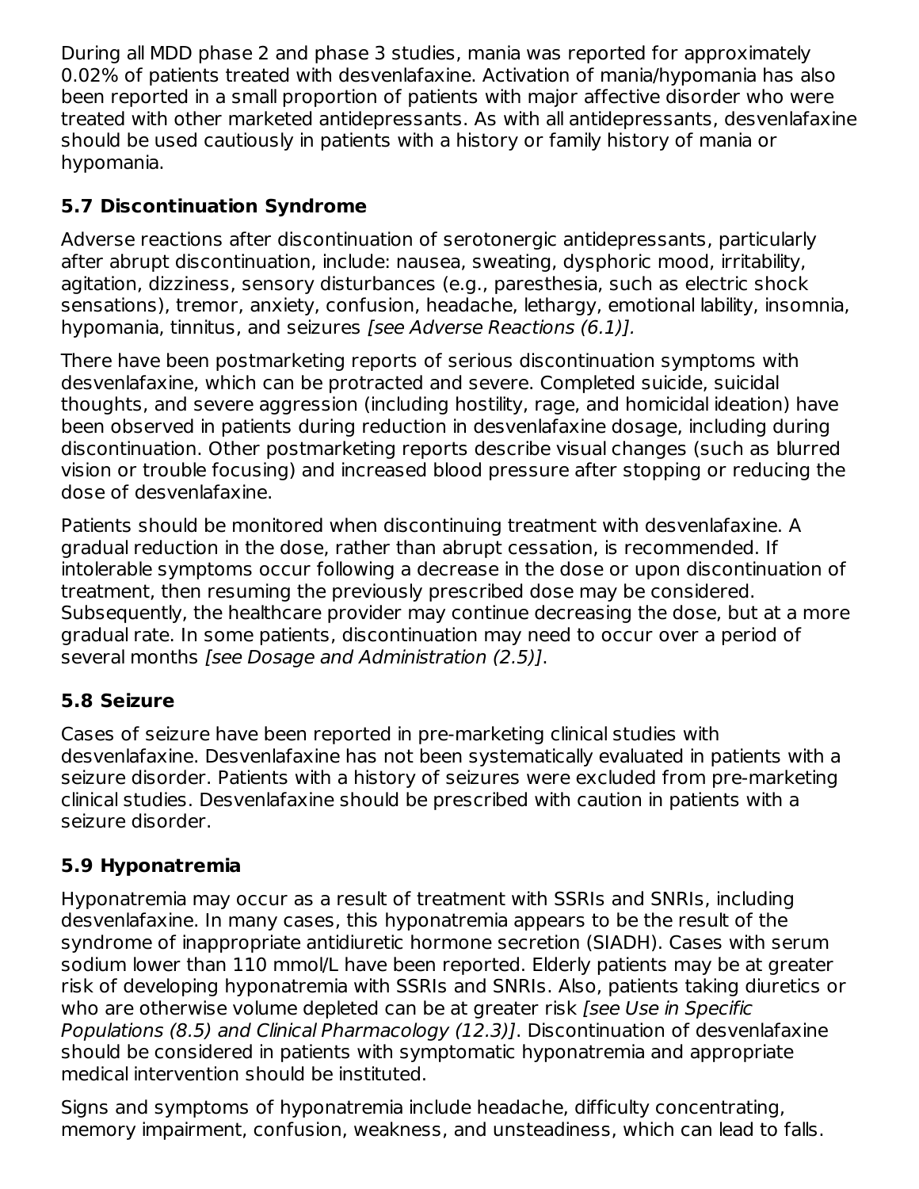During all MDD phase 2 and phase 3 studies, mania was reported for approximately 0.02% of patients treated with desvenlafaxine. Activation of mania/hypomania has also been reported in a small proportion of patients with major affective disorder who were treated with other marketed antidepressants. As with all antidepressants, desvenlafaxine should be used cautiously in patients with a history or family history of mania or hypomania.

### 5.7 Discontinuation Syndrome

Adverse reactions after discontinuation of serotonergic antidepressants, particularly after abrupt discontinuation, include: nausea, sweating, dysphoric mood, irritability, agitation, dizziness, sensory disturbances (e.g., paresthesia, such as electric shock sensations), tremor, anxiety, confusion, headache, lethargy, emotional lability, insomnia, hypomania, tinnitus, and seizures *[see Adverse Reactions (6.1)].*

There have been postmarketing reports of serious discontinuation symptoms with desvenlafaxine, which can be protracted and severe. Completed suicide, suicidal thoughts, and severe aggression (including hostility, rage, and homicidal ideation) have been observed in patients during reduction in desvenlafaxine dosage, including during discontinuation. Other postmarketing reports describe visual changes (such as blurred vision or trouble focusing) and increased blood pressure after stopping or reducing the dose of desvenlafaxine.

Patients should be monitored when discontinuing treatment with desvenlafaxine. A gradual reduction in the dose, rather than abrupt cessation, is recommended. If intolerable symptoms occur following a decrease in the dose or upon discontinuation of treatment, then resuming the previously prescribed dose may be considered. Subsequently, the healthcare provider may continue decreasing the dose, but at a more gradual rate. In some patients, discontinuation may need to occur over a period of several months *[see Dosage and Administration (2.5)]*.

### 5.8 Seizure

Cases of seizure have been reported in pre-marketing clinical studies with desvenlafaxine. Desvenlafaxine has not been systematically evaluated in patients with a seizure disorder. Patients with a history of seizures were excluded from pre-marketing clinical studies. Desvenlafaxine should be prescribed with caution in patients with a seizure disorder.

### 5.9 Hyponatremia

Hyponatremia may occur as a result of treatment with SSRIs and SNRIs, including desvenlafaxine. In many cases, this hyponatremia appears to be the result of the syndrome of inappropriate antidiuretic hormone secretion (SIADH). Cases with serum sodium lower than 110 mmol/L have been reported. Elderly patients may be at greater risk of developing hyponatremia with SSRIs and SNRIs. Also, patients taking diuretics or who are otherwise volume depleted can be at greater risk *[see Use in Specific Populations (8.5) and Clinical Pharmacology (12.3)]*. Discontinuation of desvenlafaxine should be considered in patients with symptomatic hyponatremia and appropriate medical intervention should be instituted.

Signs and symptoms of hyponatremia include headache, difficulty concentrating, memory impairment, confusion, weakness, and unsteadiness, which can lead to falls.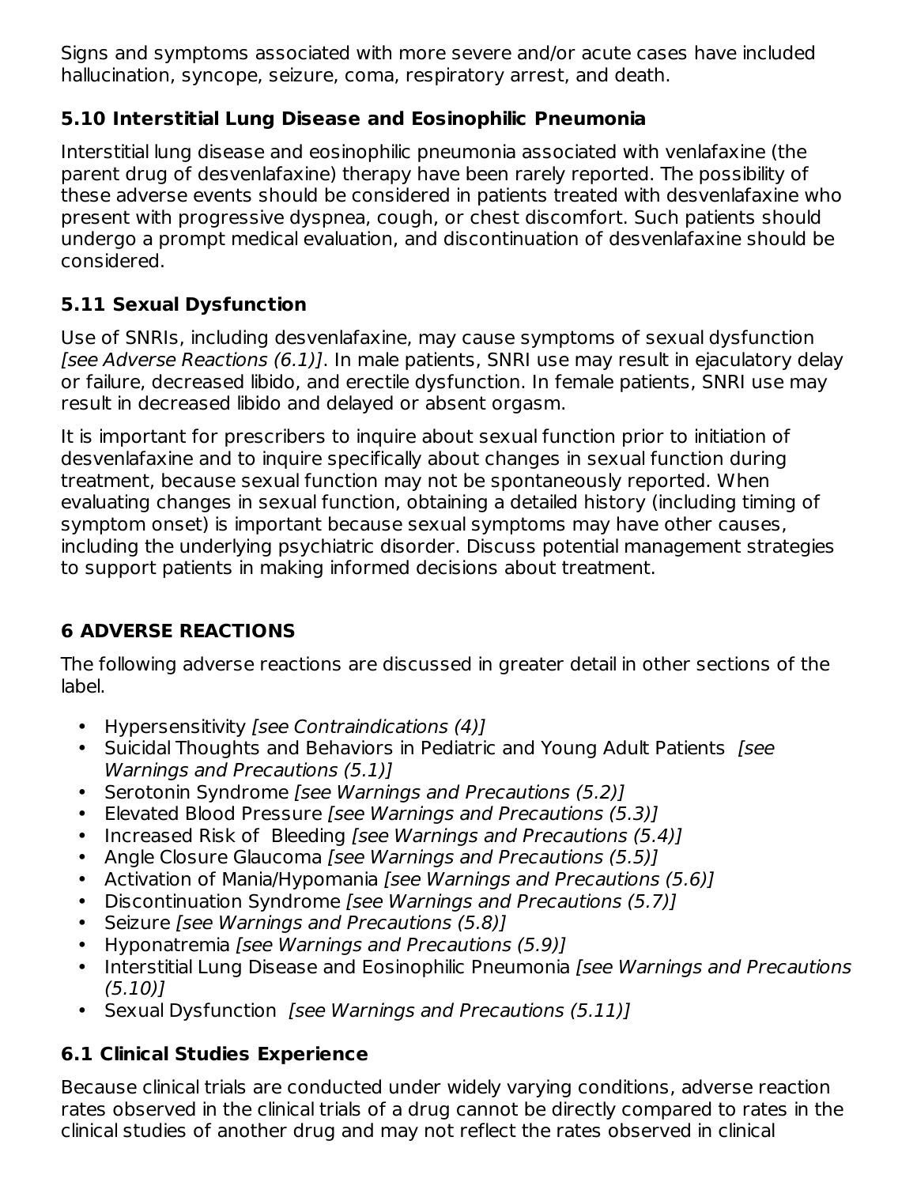Signs and symptoms associated with more severe and/or acute cases have included hallucination, syncope, seizure, coma, respiratory arrest, and death.

### 5.10 Interstitial Lung Disease and Eosinophilic Pneumonia

Interstitial lung disease and eosinophilic pneumonia associated with venlafaxine (the parent drug of desvenlafaxine) therapy have been rarely reported. The possibility of these adverse events should be considered in patients treated with desvenlafaxine who present with progressive dyspnea, cough, or chest discomfort. Such patients should undergo a prompt medical evaluation, and discontinuation of desvenlafaxine should be considered.

### 5.11 Sexual Dysfunction

Use of SNRIs, including desvenlafaxine, may cause symptoms of sexual dysfunction *[see Adverse Reactions (6.1)]*. In male patients, SNRI use may result in ejaculatory delay or failure, decreased libido, and erectile dysfunction. In female patients, SNRI use may result in decreased libido and delayed or absent orgasm.

It is important for prescribers to inquire about sexual function prior to initiation of desvenlafaxine and to inquire specifically about changes in sexual function during treatment, because sexual function may not be spontaneously reported. When evaluating changes in sexual function, obtaining a detailed history (including timing of symptom onset) is important because sexual symptoms may have other causes, including the underlying psychiatric disorder. Discuss potential management strategies to support patients in making informed decisions about treatment.

## 6 ADVERSE REACTIONS

The following adverse reactions are discussed in greater detail in other sections of the label.

- Hypersensitivity *[see Contraindications (4)]*
- Suicidal Thoughts and Behaviors in Pediatric and Young Adult Patients *[see Warnings and Precautions (5.1)]*
- Serotonin Syndrome *[see Warnings and Precautions (5.2)]*
- Elevated Blood Pressure *[see Warnings and Precautions (5.3)]*
- Increased Risk of Bleeding *[see Warnings and Precautions (5.4)]*
- Angle Closure Glaucoma *[see Warnings and Precautions (5.5)]*
- Activation of Mania/Hypomania *[see Warnings and Precautions (5.6)]*
- Discontinuation Syndrome *[see Warnings and Precautions (5.7)]*
- Seizure *[see Warnings and Precautions (5.8)]*
- Hyponatremia *[see Warnings and Precautions (5.9)]*
- Interstitial Lung Disease and Eosinophilic Pneumonia *[see Warnings and Precautions (5.10)]*
- Sexual Dysfunction *[see Warnings and Precautions (5.11)]*

### 6.1 Clinical Studies Experience

Because clinical trials are conducted under widely varying conditions, adverse reaction rates observed in the clinical trials of a drug cannot be directly compared to rates in the clinical studies of another drug and may not reflect the rates observed in clinical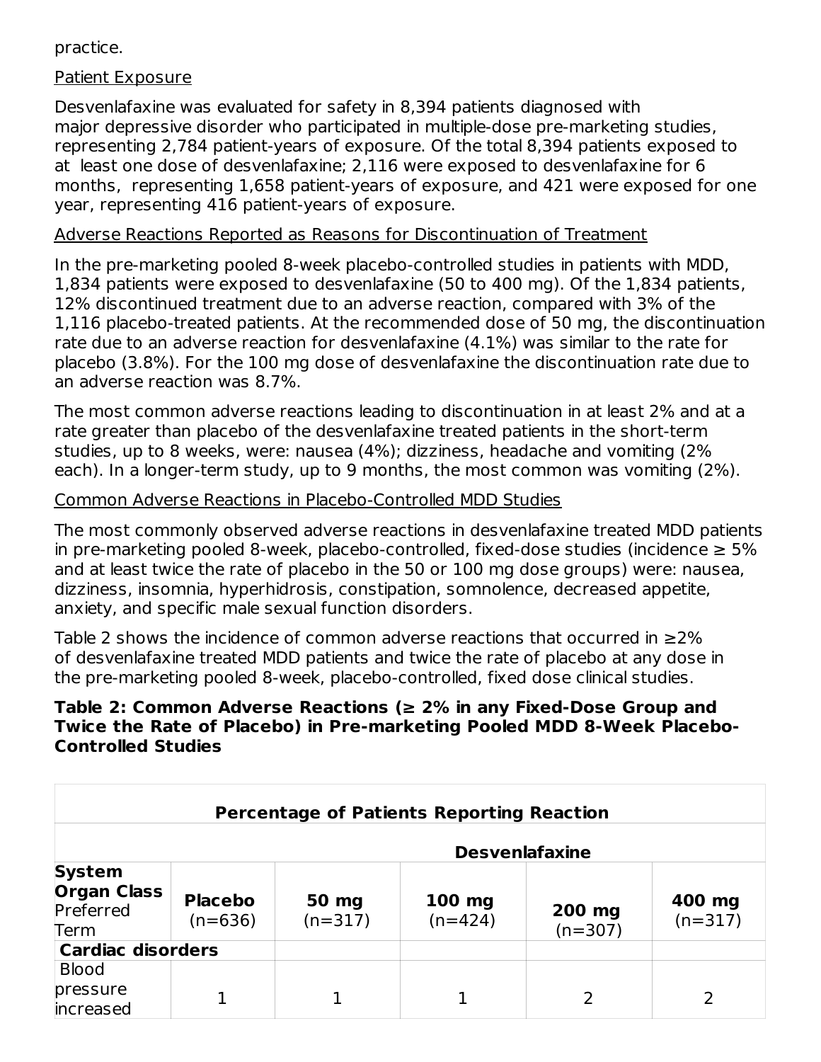practice.

Patient Exposure

Desvenlafaxine was evaluated for safety in 8,394 patients diagnosed with major depressive disorder who participated in multiple-dose pre-marketing studies, representing 2,784 patient-years of exposure. Of the total 8,394 patients exposed to at least one dose of desvenlafaxine; 2,116 were exposed to desvenlafaxine for 6 months, representing 1,658 patient-years of exposure, and 421 were exposed for one year, representing 416 patient-years of exposure.

Adverse Reactions Reported as Reasons for Discontinuation of Treatment

In the pre-marketing pooled 8-week placebo-controlled studies in patients with MDD, 1,834 patients were exposed to desvenlafaxine (50 to 400 mg). Of the 1,834 patients, 12% discontinued treatment due to an adverse reaction, compared with 3% of the 1,116 placebo-treated patients. At the recommended dose of 50 mg, the discontinuation rate due to an adverse reaction for desvenlafaxine (4.1%) was similar to the rate for placebo (3.8%). For the 100 mg dose of desvenlafaxine the discontinuation rate due to an adverse reaction was 8.7%.

The most common adverse reactions leading to discontinuation in at least 2% and at a rate greater than placebo of the desvenlafaxine treated patients in the short-term studies, up to 8 weeks, were: nausea (4%); dizziness, headache and vomiting (2% each). In a longer-term study, up to 9 months, the most common was vomiting (2%).

Common Adverse Reactions in Placebo-Controlled MDD Studies

The most commonly observed adverse reactions in desvenlafaxine treated MDD patients in pre-marketing pooled 8-week, placebo-controlled, fixed-dose studies (incidence ≥ 5% and at least twice the rate of placebo in the 50 or 100 mg dose groups) were: nausea, dizziness, insomnia, hyperhidrosis, constipation, somnolence, decreased appetite, anxiety, and specific male sexual function disorders.

Table 2 shows the incidence of common adverse reactions that occurred in ≥2% of desvenlafaxine treated MDD patients and twice the rate of placebo at any dose in the pre-marketing pooled 8-week, placebo-controlled, fixed dose clinical studies.

**Table 2: Common Adverse Reactions (≥ 2% in any Fixed-Dose Group and Twice the Rate of Placebo) in Pre-marketing Pooled MDD 8-Week Placebo-Controlled Studies**

| **Percentage of Patients Reporting Reaction** | | | | | |
|---|---|---|---|---|---|
| | | **Desvenlafaxine** | | | |
| **System Organ Class** Preferred Term | **Placebo** (n=636) | **50 mg** (n=317) | **100 mg** (n=424) | **200 mg** (n=307) | **400 mg** (n=317) |
| **Cardiac disorders** | | | | | |
| Blood pressure increased | 1 | 1 | 1 | 2 | 2 |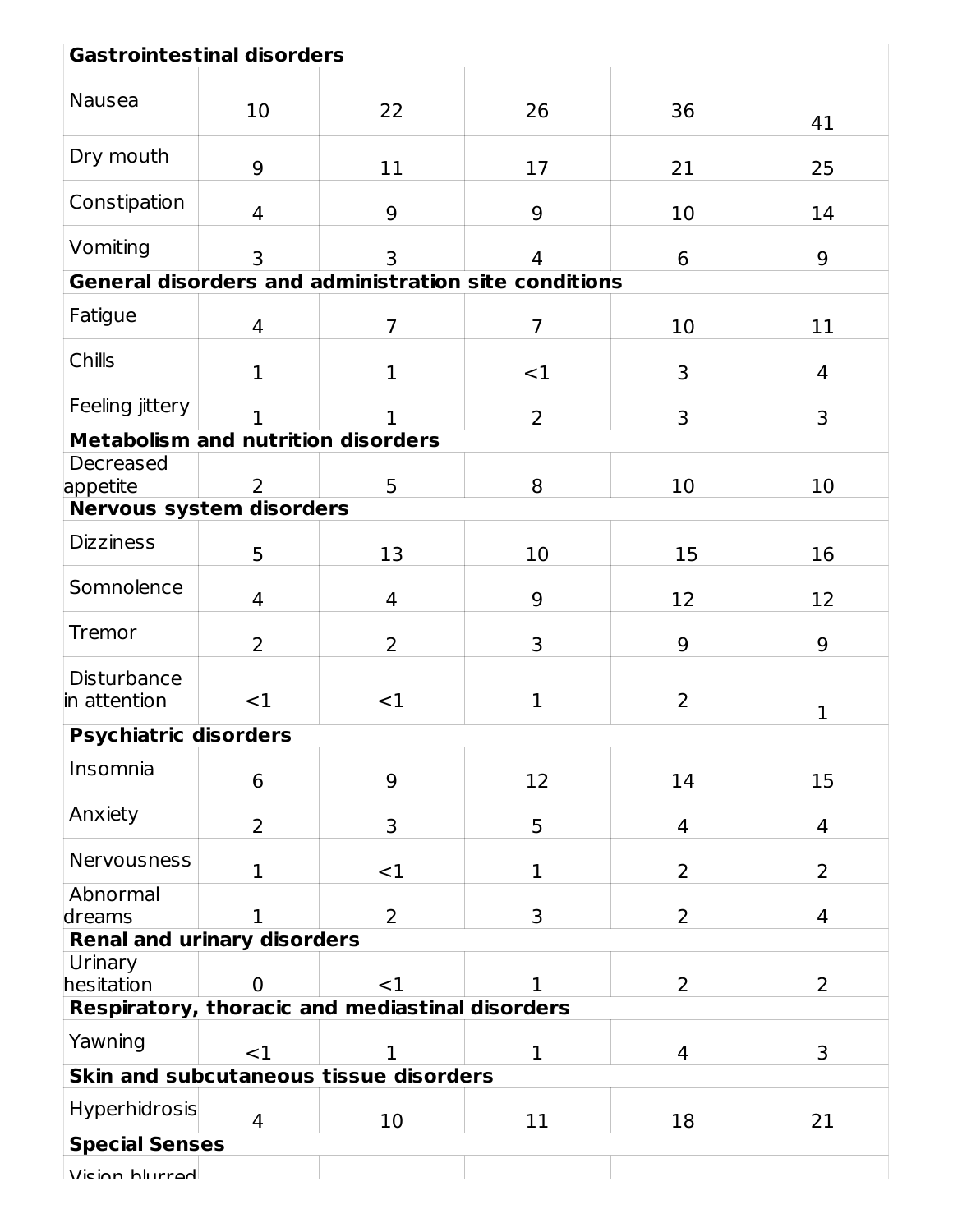| | | | | | |
|---|---|---|---|---|---|
| **Gastrointestinal disorders** | | | | | |
| Nausea | 10 | 22 | 26 | 36 | 41 |
| Dry mouth | 9 | 11 | 17 | 21 | 25 |
| Constipation | 4 | 9 | 9 | 10 | 14 |
| Vomiting | 3 | 3 | 4 | 6 | 9 |
| **General disorders and administration site conditions** | | | | | |
| Fatigue | 4 | 7 | 7 | 10 | 11 |
| Chills | 1 | 1 | <1 | 3 | 4 |
| Feeling jittery | 1 | 1 | 2 | 3 | 3 |
| **Metabolism and nutrition disorders** | | | | | |
| Decreased appetite | 2 | 5 | 8 | 10 | 10 |
| **Nervous system disorders** | | | | | |
| Dizziness | 5 | 13 | 10 | 15 | 16 |
| Somnolence | 4 | 4 | 9 | 12 | 12 |
| Tremor | 2 | 2 | 3 | 9 | 9 |
| Disturbance in attention | <1 | <1 | 1 | 2 | 1 |
| **Psychiatric disorders** | | | | | |
| Insomnia | 6 | 9 | 12 | 14 | 15 |
| Anxiety | 2 | 3 | 5 | 4 | 4 |
| Nervousness | 1 | <1 | 1 | 2 | 2 |
| Abnormal dreams | 1 | 2 | 3 | 2 | 4 |
| **Renal and urinary disorders** | | | | | |
| Urinary hesitation | 0 | <1 | 1 | 2 | 2 |
| **Respiratory, thoracic and mediastinal disorders** | | | | | |
| Yawning | <1 | 1 | 1 | 4 | 3 |
| **Skin and subcutaneous tissue disorders** | | | | | |
| Hyperhidrosis | 4 | 10 | 11 | 18 | 21 |
| **Special Senses** | | | | | |
| Vision blurred | | | | | |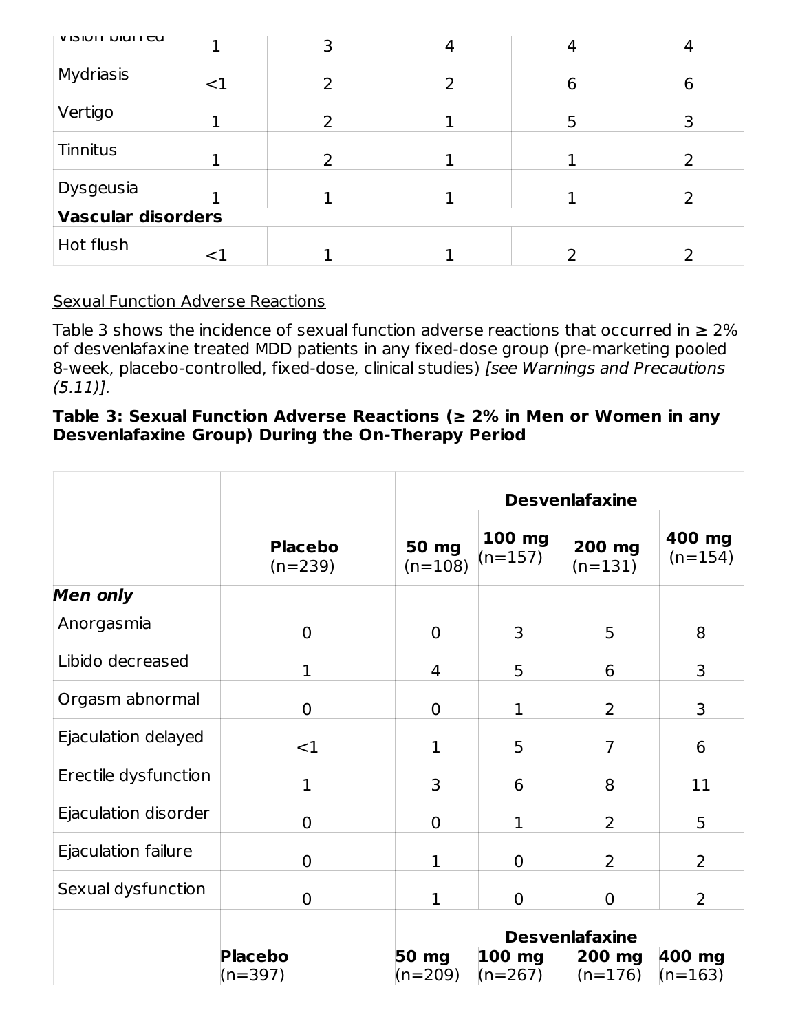| | | | | | |
|---|---|---|---|---|---|
| Vision blurred | 1 | 3 | 4 | 4 | 4 |
| Mydriasis | <1 | 2 | 2 | 6 | 6 |
| Vertigo | 1 | 2 | 1 | 5 | 3 |
| Tinnitus | 1 | 2 | 1 | 1 | 2 |
| Dysgeusia | 1 | 1 | 1 | 1 | 2 |
| **Vascular disorders** | | | | | |
| Hot flush | <1 | 1 | 1 | 2 | 2 |

Sexual Function Adverse Reactions

Table 3 shows the incidence of sexual function adverse reactions that occurred in ≥ 2% of desvenlafaxine treated MDD patients in any fixed-dose group (pre-marketing pooled 8-week, placebo-controlled, fixed-dose, clinical studies) *[see Warnings and Precautions (5.11)].*

**Table 3: Sexual Function Adverse Reactions (≥ 2% in Men or Women in any Desvenlafaxine Group) During the On-Therapy Period**

| | | **Desvenlafaxine** | | | |
|---|---|---|---|---|---|
| | **Placebo** (n=239) | **50 mg** (n=108) | **100 mg** (n=157) | **200 mg** (n=131) | **400 mg** (n=154) |
| ***Men only*** | | | | | |
| Anorgasmia | 0 | 0 | 3 | 5 | 8 |
| Libido decreased | 1 | 4 | 5 | 6 | 3 |
| Orgasm abnormal | 0 | 0 | 1 | 2 | 3 |
| Ejaculation delayed | <1 | 1 | 5 | 7 | 6 |
| Erectile dysfunction | 1 | 3 | 6 | 8 | 11 |
| Ejaculation disorder | 0 | 0 | 1 | 2 | 5 |
| Ejaculation failure | 0 | 1 | 0 | 2 | 2 |
| Sexual dysfunction | 0 | 1 | 0 | 0 | 2 |
| | | **Desvenlafaxine** | | | |
| | **Placebo** (n=397) | **50 mg** (n=209) | **100 mg** (n=267) | **200 mg** (n=176) | **400 mg** (n=163) |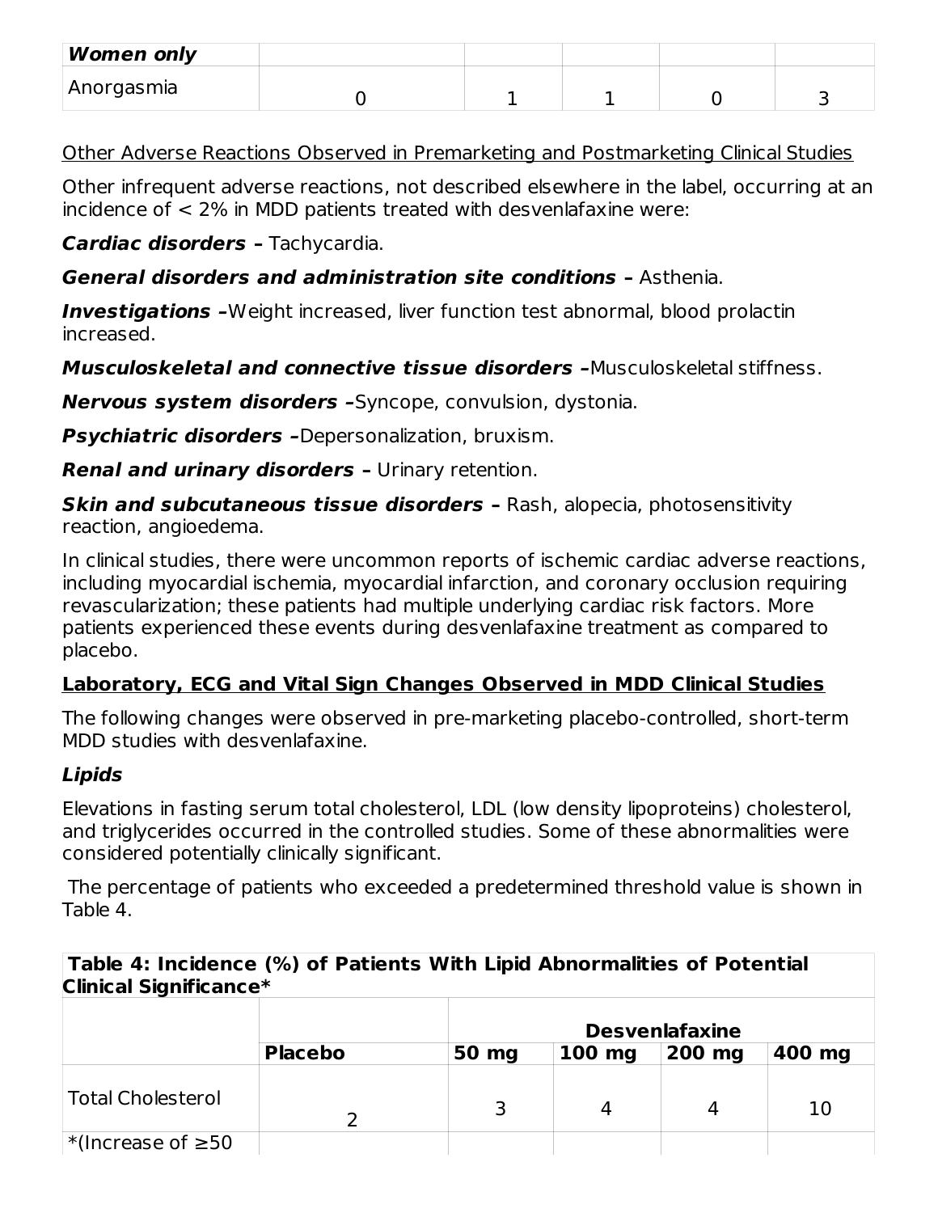| | | | | | |
|---|---|---|---|---|---|
| ***Women only*** | | | | | |
| Anorgasmia | 0 | 1 | 1 | 0 | 3 |

Other Adverse Reactions Observed in Premarketing and Postmarketing Clinical Studies

Other infrequent adverse reactions, not described elsewhere in the label, occurring at an incidence of < 2% in MDD patients treated with desvenlafaxine were:

***Cardiac disorders* –** Tachycardia.

***General disorders and administration site conditions* –** Asthenia.

***Investigations* –**Weight increased, liver function test abnormal, blood prolactin increased.

***Musculoskeletal and connective tissue disorders* –**Musculoskeletal stiffness.

***Nervous system disorders* –**Syncope, convulsion, dystonia.

***Psychiatric disorders* –**Depersonalization, bruxism.

***Renal and urinary disorders* –** Urinary retention.

***Skin and subcutaneous tissue disorders* –** Rash, alopecia, photosensitivity reaction, angioedema.

In clinical studies, there were uncommon reports of ischemic cardiac adverse reactions, including myocardial ischemia, myocardial infarction, and coronary occlusion requiring revascularization; these patients had multiple underlying cardiac risk factors. More patients experienced these events during desvenlafaxine treatment as compared to placebo.

**Laboratory, ECG and Vital Sign Changes Observed in MDD Clinical Studies**

The following changes were observed in pre-marketing placebo-controlled, short-term MDD studies with desvenlafaxine.

***Lipids***

Elevations in fasting serum total cholesterol, LDL (low density lipoproteins) cholesterol, and triglycerides occurred in the controlled studies. Some of these abnormalities were considered potentially clinically significant.

The percentage of patients who exceeded a predetermined threshold value is shown in Table 4.

**Table 4: Incidence (%) of Patients With Lipid Abnormalities of Potential Clinical Significance***

| | | **Desvenlafaxine** | | | |
|---|---|---|---|---|---|
| | **Placebo** | **50 mg** | **100 mg** | **200 mg** | **400 mg** |
| Total Cholesterol | 2 | 3 | 4 | 4 | 10 |
| *(Increase of ≥50 | | | | | |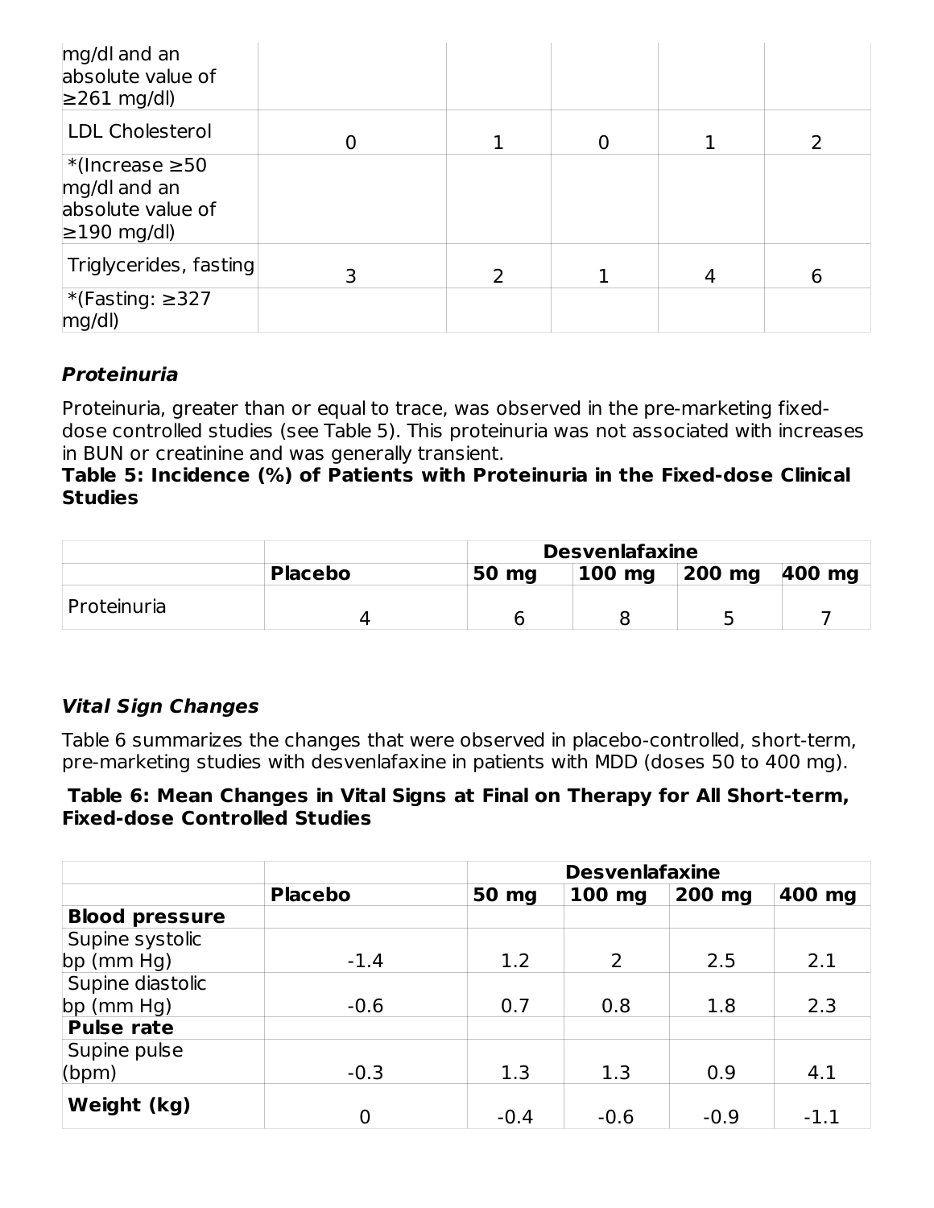| | | | | | |
|---|---|---|---|---|---|
| mg/dl and an absolute value of ≥261 mg/dl) | | | | | |
| LDL Cholesterol | 0 | 1 | 0 | 1 | 2 |
| *(Increase ≥50 mg/dl and an absolute value of ≥190 mg/dl) | | | | | |
| Triglycerides, fasting | 3 | 2 | 1 | 4 | 6 |
| *(Fasting: ≥327 mg/dl) | | | | | |

***Proteinuria***

Proteinuria, greater than or equal to trace, was observed in the pre-marketing fixed-dose controlled studies (see Table 5). This proteinuria was not associated with increases in BUN or creatinine and was generally transient.

**Table 5: Incidence (%) of Patients with Proteinuria in the Fixed-dose Clinical Studies**

| | | **Desvenlafaxine** | | | |
|---|---|---|---|---|---|
| | **Placebo** | **50 mg** | **100 mg** | **200 mg** | **400 mg** |
| Proteinuria | 4 | 6 | 8 | 5 | 7 |

***Vital Sign Changes***

Table 6 summarizes the changes that were observed in placebo-controlled, short-term, pre-marketing studies with desvenlafaxine in patients with MDD (doses 50 to 400 mg).

**Table 6: Mean Changes in Vital Signs at Final on Therapy for All Short-term, Fixed-dose Controlled Studies**

| | | **Desvenlafaxine** | | | |
|---|---|---|---|---|---|
| | **Placebo** | **50 mg** | **100 mg** | **200 mg** | **400 mg** |
| **Blood pressure** | | | | | |
| Supine systolic bp (mm Hg) | -1.4 | 1.2 | 2 | 2.5 | 2.1 |
| Supine diastolic bp (mm Hg) | -0.6 | 0.7 | 0.8 | 1.8 | 2.3 |
| **Pulse rate** | | | | | |
| Supine pulse (bpm) | -0.3 | 1.3 | 1.3 | 0.9 | 4.1 |
| **Weight (kg)** | 0 | -0.4 | -0.6 | -0.9 | -1.1 |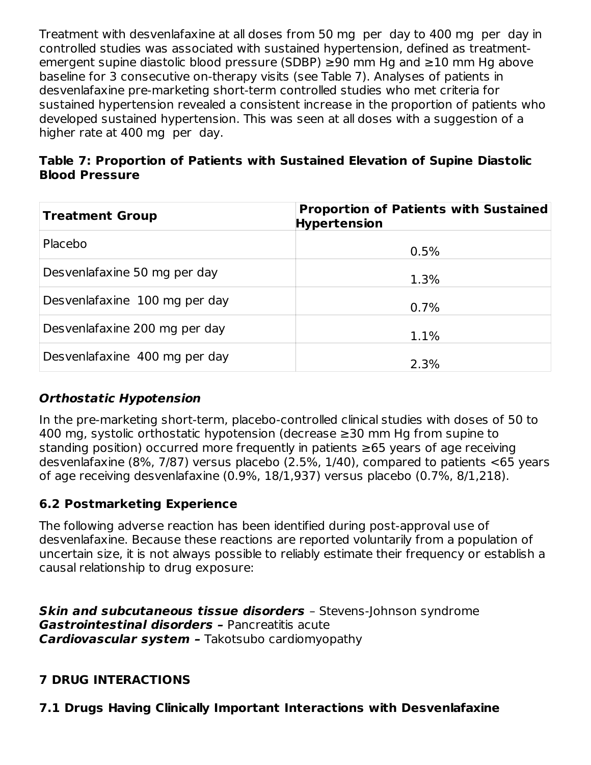Treatment with desvenlafaxine at all doses from 50 mg per day to 400 mg per day in controlled studies was associated with sustained hypertension, defined as treatment-emergent supine diastolic blood pressure (SDBP) ≥90 mm Hg and ≥10 mm Hg above baseline for 3 consecutive on-therapy visits (see Table 7). Analyses of patients in desvenlafaxine pre-marketing short-term controlled studies who met criteria for sustained hypertension revealed a consistent increase in the proportion of patients who developed sustained hypertension. This was seen at all doses with a suggestion of a higher rate at 400 mg per day.

**Table 7: Proportion of Patients with Sustained Elevation of Supine Diastolic Blood Pressure**

| Treatment Group | Proportion of Patients with Sustained Hypertension |
|---|---|
| Placebo | 0.5% |
| Desvenlafaxine 50 mg per day | 1.3% |
| Desvenlafaxine 100 mg per day | 0.7% |
| Desvenlafaxine 200 mg per day | 1.1% |
| Desvenlafaxine 400 mg per day | 2.3% |

***Orthostatic Hypotension***

In the pre-marketing short-term, placebo-controlled clinical studies with doses of 50 to 400 mg, systolic orthostatic hypotension (decrease ≥30 mm Hg from supine to standing position) occurred more frequently in patients ≥65 years of age receiving desvenlafaxine (8%, 7/87) versus placebo (2.5%, 1/40), compared to patients <65 years of age receiving desvenlafaxine (0.9%, 18/1,937) versus placebo (0.7%, 8/1,218).

## 6.2 Postmarketing Experience

The following adverse reaction has been identified during post-approval use of desvenlafaxine. Because these reactions are reported voluntarily from a population of uncertain size, it is not always possible to reliably estimate their frequency or establish a causal relationship to drug exposure:

***Skin and subcutaneous tissue disorders*** – Stevens-Johnson syndrome
***Gastrointestinal disorders –*** Pancreatitis acute
***Cardiovascular system –*** Takotsubo cardiomyopathy

# 7 DRUG INTERACTIONS

## 7.1 Drugs Having Clinically Important Interactions with Desvenlafaxine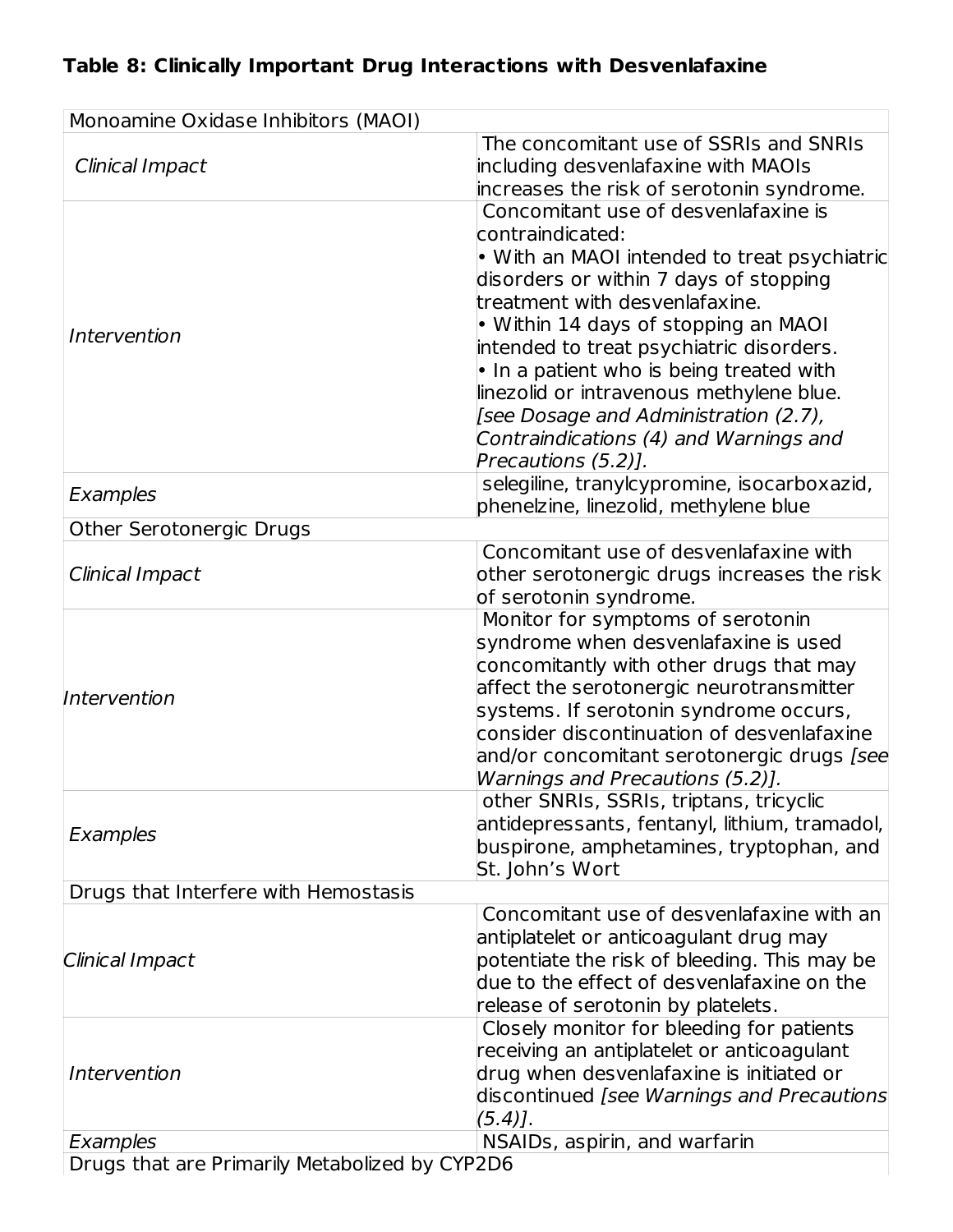**Table 8: Clinically Important Drug Interactions with Desvenlafaxine**

| | |
|---|---|
| Monoamine Oxidase Inhibitors (MAOI) | |
| *Clinical Impact* | The concomitant use of SSRIs and SNRIs including desvenlafaxine with MAOIs increases the risk of serotonin syndrome. |
| *Intervention* | Concomitant use of desvenlafaxine is contraindicated:<br>• With an MAOI intended to treat psychiatric disorders or within 7 days of stopping treatment with desvenlafaxine.<br>• Within 14 days of stopping an MAOI intended to treat psychiatric disorders.<br>• In a patient who is being treated with linezolid or intravenous methylene blue.<br>*[see Dosage and Administration (2.7), Contraindications (4) and Warnings and Precautions (5.2)].* |
| *Examples* | selegiline, tranylcypromine, isocarboxazid, phenelzine, linezolid, methylene blue |
| Other Serotonergic Drugs | |
| *Clinical Impact* | Concomitant use of desvenlafaxine with other serotonergic drugs increases the risk of serotonin syndrome. |
| *Intervention* | Monitor for symptoms of serotonin syndrome when desvenlafaxine is used concomitantly with other drugs that may affect the serotonergic neurotransmitter systems. If serotonin syndrome occurs, consider discontinuation of desvenlafaxine and/or concomitant serotonergic drugs *[see Warnings and Precautions (5.2)].* |
| *Examples* | other SNRIs, SSRIs, triptans, tricyclic antidepressants, fentanyl, lithium, tramadol, buspirone, amphetamines, tryptophan, and St. John's Wort |
| Drugs that Interfere with Hemostasis | |
| *Clinical Impact* | Concomitant use of desvenlafaxine with an antiplatelet or anticoagulant drug may potentiate the risk of bleeding. This may be due to the effect of desvenlafaxine on the release of serotonin by platelets. |
| *Intervention* | Closely monitor for bleeding for patients receiving an antiplatelet or anticoagulant drug when desvenlafaxine is initiated or discontinued *[see Warnings and Precautions (5.4)]*. |
| *Examples* | NSAIDs, aspirin, and warfarin |
| Drugs that are Primarily Metabolized by CYP2D6 | |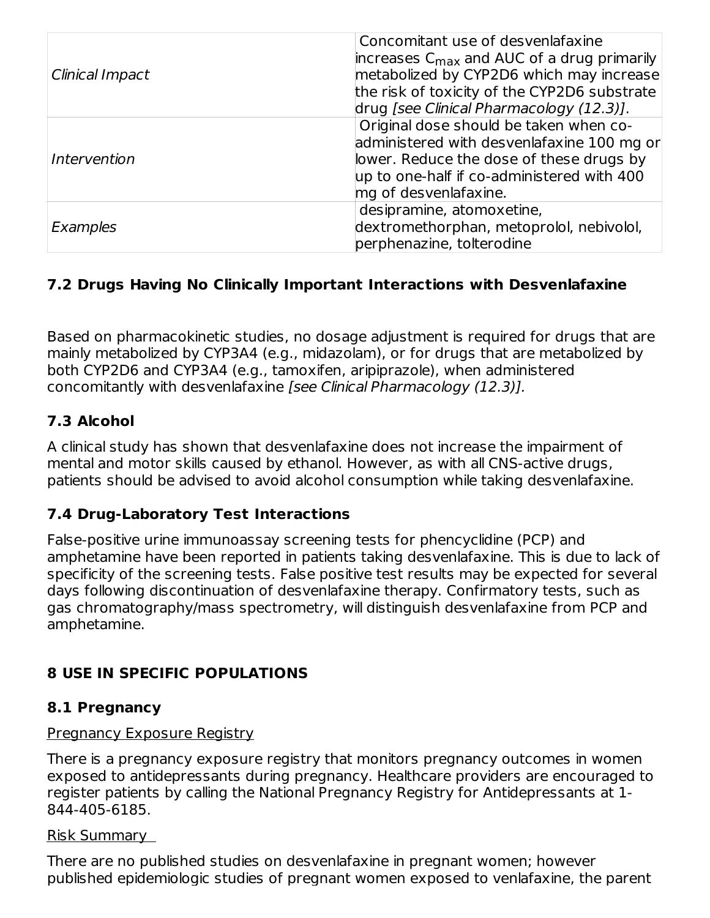| | |
|---|---|
| *Clinical Impact* | Concomitant use of desvenlafaxine increases $C_{max}$ and AUC of a drug primarily metabolized by CYP2D6 which may increase the risk of toxicity of the CYP2D6 substrate drug *[see Clinical Pharmacology (12.3)]*. |
| *Intervention* | Original dose should be taken when co-administered with desvenlafaxine 100 mg or lower. Reduce the dose of these drugs by up to one-half if co-administered with 400 mg of desvenlafaxine. |
| *Examples* | desipramine, atomoxetine, dextromethorphan, metoprolol, nebivolol, perphenazine, tolterodine |

### 7.2 Drugs Having No Clinically Important Interactions with Desvenlafaxine

Based on pharmacokinetic studies, no dosage adjustment is required for drugs that are mainly metabolized by CYP3A4 (e.g., midazolam), or for drugs that are metabolized by both CYP2D6 and CYP3A4 (e.g., tamoxifen, aripiprazole), when administered concomitantly with desvenlafaxine *[see Clinical Pharmacology (12.3)].*

### 7.3 Alcohol

A clinical study has shown that desvenlafaxine does not increase the impairment of mental and motor skills caused by ethanol. However, as with all CNS-active drugs, patients should be advised to avoid alcohol consumption while taking desvenlafaxine.

### 7.4 Drug-Laboratory Test Interactions

False-positive urine immunoassay screening tests for phencyclidine (PCP) and amphetamine have been reported in patients taking desvenlafaxine. This is due to lack of specificity of the screening tests. False positive test results may be expected for several days following discontinuation of desvenlafaxine therapy. Confirmatory tests, such as gas chromatography/mass spectrometry, will distinguish desvenlafaxine from PCP and amphetamine.

## 8 USE IN SPECIFIC POPULATIONS

### 8.1 Pregnancy

Pregnancy Exposure Registry

There is a pregnancy exposure registry that monitors pregnancy outcomes in women exposed to antidepressants during pregnancy. Healthcare providers are encouraged to register patients by calling the National Pregnancy Registry for Antidepressants at 1-844-405-6185.

Risk Summary

There are no published studies on desvenlafaxine in pregnant women; however published epidemiologic studies of pregnant women exposed to venlafaxine, the parent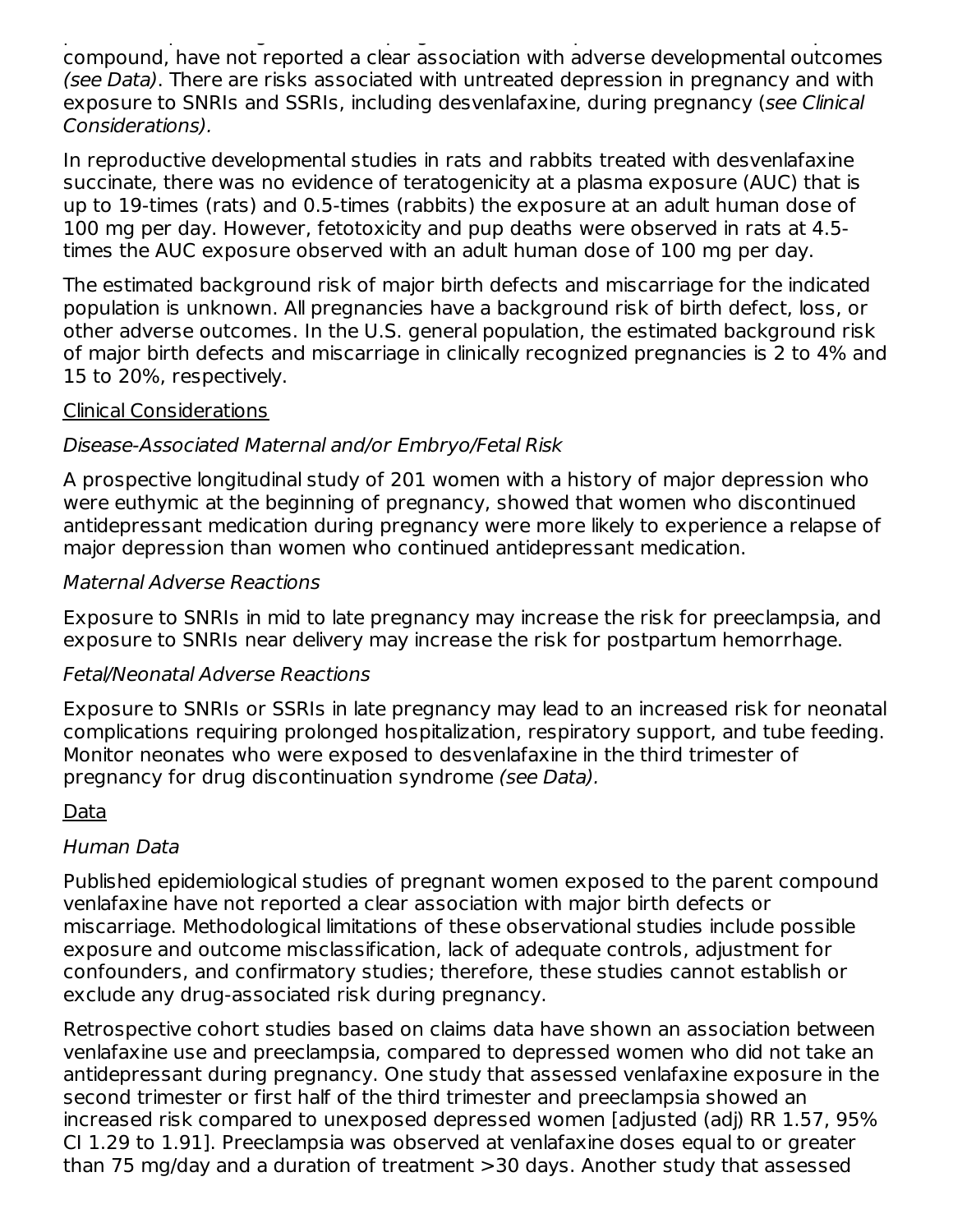compound, have not reported a clear association with adverse developmental outcomes *(see Data)*. There are risks associated with untreated depression in pregnancy and with exposure to SNRIs and SSRIs, including desvenlafaxine, during pregnancy (*see Clinical Considerations).*

In reproductive developmental studies in rats and rabbits treated with desvenlafaxine succinate, there was no evidence of teratogenicity at a plasma exposure (AUC) that is up to 19-times (rats) and 0.5-times (rabbits) the exposure at an adult human dose of 100 mg per day. However, fetotoxicity and pup deaths were observed in rats at 4.5-times the AUC exposure observed with an adult human dose of 100 mg per day.

The estimated background risk of major birth defects and miscarriage for the indicated population is unknown. All pregnancies have a background risk of birth defect, loss, or other adverse outcomes. In the U.S. general population, the estimated background risk of major birth defects and miscarriage in clinically recognized pregnancies is 2 to 4% and 15 to 20%, respectively.

Clinical Considerations

*Disease-Associated Maternal and/or Embryo/Fetal Risk*

A prospective longitudinal study of 201 women with a history of major depression who were euthymic at the beginning of pregnancy, showed that women who discontinued antidepressant medication during pregnancy were more likely to experience a relapse of major depression than women who continued antidepressant medication.

*Maternal Adverse Reactions*

Exposure to SNRIs in mid to late pregnancy may increase the risk for preeclampsia, and exposure to SNRIs near delivery may increase the risk for postpartum hemorrhage.

*Fetal/Neonatal Adverse Reactions*

Exposure to SNRIs or SSRIs in late pregnancy may lead to an increased risk for neonatal complications requiring prolonged hospitalization, respiratory support, and tube feeding. Monitor neonates who were exposed to desvenlafaxine in the third trimester of pregnancy for drug discontinuation syndrome *(see Data).*

Data

*Human Data*

Published epidemiological studies of pregnant women exposed to the parent compound venlafaxine have not reported a clear association with major birth defects or miscarriage. Methodological limitations of these observational studies include possible exposure and outcome misclassification, lack of adequate controls, adjustment for confounders, and confirmatory studies; therefore, these studies cannot establish or exclude any drug-associated risk during pregnancy.

Retrospective cohort studies based on claims data have shown an association between venlafaxine use and preeclampsia, compared to depressed women who did not take an antidepressant during pregnancy. One study that assessed venlafaxine exposure in the second trimester or first half of the third trimester and preeclampsia showed an increased risk compared to unexposed depressed women [adjusted (adj) RR 1.57, 95% CI 1.29 to 1.91]. Preeclampsia was observed at venlafaxine doses equal to or greater than 75 mg/day and a duration of treatment >30 days. Another study that assessed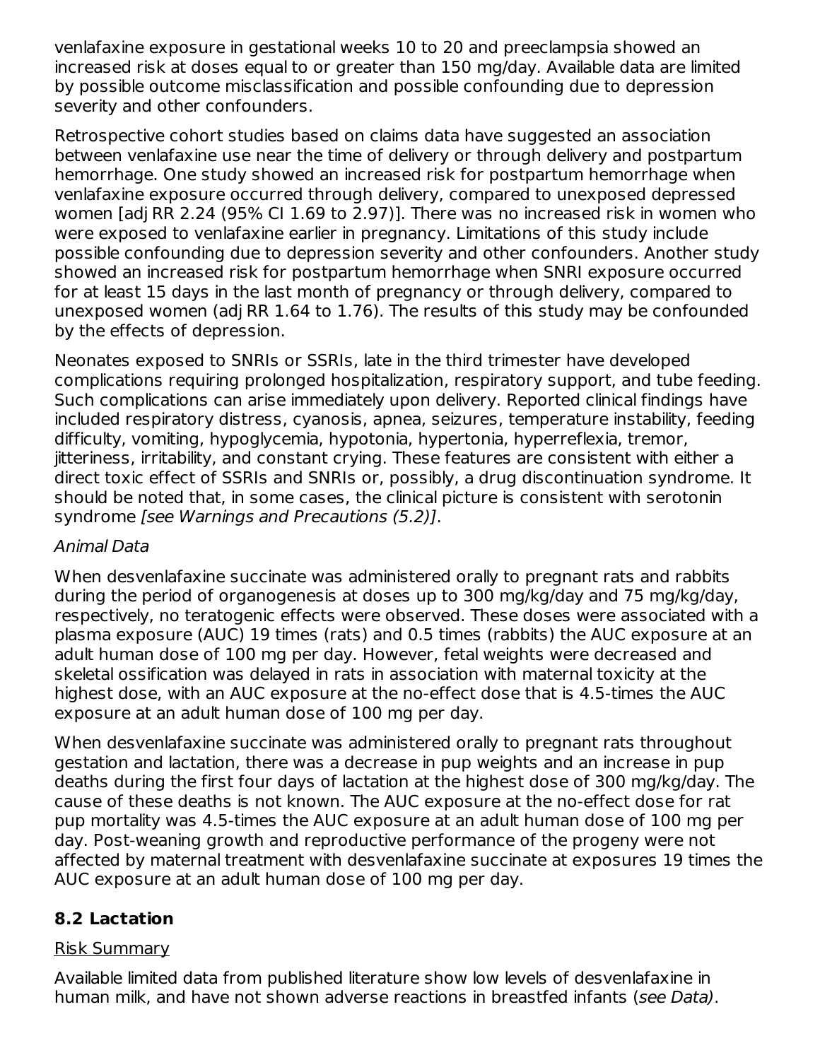venlafaxine exposure in gestational weeks 10 to 20 and preeclampsia showed an increased risk at doses equal to or greater than 150 mg/day. Available data are limited by possible outcome misclassification and possible confounding due to depression severity and other confounders.

Retrospective cohort studies based on claims data have suggested an association between venlafaxine use near the time of delivery or through delivery and postpartum hemorrhage. One study showed an increased risk for postpartum hemorrhage when venlafaxine exposure occurred through delivery, compared to unexposed depressed women [adj RR 2.24 (95% CI 1.69 to 2.97)]. There was no increased risk in women who were exposed to venlafaxine earlier in pregnancy. Limitations of this study include possible confounding due to depression severity and other confounders. Another study showed an increased risk for postpartum hemorrhage when SNRI exposure occurred for at least 15 days in the last month of pregnancy or through delivery, compared to unexposed women (adj RR 1.64 to 1.76). The results of this study may be confounded by the effects of depression.

Neonates exposed to SNRIs or SSRIs, late in the third trimester have developed complications requiring prolonged hospitalization, respiratory support, and tube feeding. Such complications can arise immediately upon delivery. Reported clinical findings have included respiratory distress, cyanosis, apnea, seizures, temperature instability, feeding difficulty, vomiting, hypoglycemia, hypotonia, hypertonia, hyperreflexia, tremor, jitteriness, irritability, and constant crying. These features are consistent with either a direct toxic effect of SSRIs and SNRIs or, possibly, a drug discontinuation syndrome. It should be noted that, in some cases, the clinical picture is consistent with serotonin syndrome *[see Warnings and Precautions (5.2)]*.

*Animal Data*

When desvenlafaxine succinate was administered orally to pregnant rats and rabbits during the period of organogenesis at doses up to 300 mg/kg/day and 75 mg/kg/day, respectively, no teratogenic effects were observed. These doses were associated with a plasma exposure (AUC) 19 times (rats) and 0.5 times (rabbits) the AUC exposure at an adult human dose of 100 mg per day. However, fetal weights were decreased and skeletal ossification was delayed in rats in association with maternal toxicity at the highest dose, with an AUC exposure at the no-effect dose that is 4.5-times the AUC exposure at an adult human dose of 100 mg per day.

When desvenlafaxine succinate was administered orally to pregnant rats throughout gestation and lactation, there was a decrease in pup weights and an increase in pup deaths during the first four days of lactation at the highest dose of 300 mg/kg/day. The cause of these deaths is not known. The AUC exposure at the no-effect dose for rat pup mortality was 4.5-times the AUC exposure at an adult human dose of 100 mg per day. Post-weaning growth and reproductive performance of the progeny were not affected by maternal treatment with desvenlafaxine succinate at exposures 19 times the AUC exposure at an adult human dose of 100 mg per day.

## 8.2 Lactation

Risk Summary

Available limited data from published literature show low levels of desvenlafaxine in human milk, and have not shown adverse reactions in breastfed infants (*see Data)*.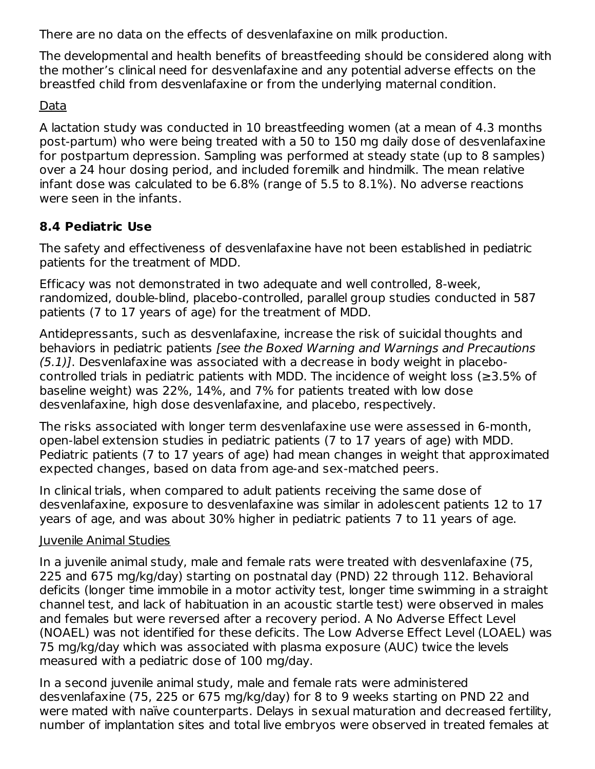There are no data on the effects of desvenlafaxine on milk production.

The developmental and health benefits of breastfeeding should be considered along with the mother's clinical need for desvenlafaxine and any potential adverse effects on the breastfed child from desvenlafaxine or from the underlying maternal condition.

Data

A lactation study was conducted in 10 breastfeeding women (at a mean of 4.3 months post-partum) who were being treated with a 50 to 150 mg daily dose of desvenlafaxine for postpartum depression. Sampling was performed at steady state (up to 8 samples) over a 24 hour dosing period, and included foremilk and hindmilk. The mean relative infant dose was calculated to be 6.8% (range of 5.5 to 8.1%). No adverse reactions were seen in the infants.

## 8.4 Pediatric Use

The safety and effectiveness of desvenlafaxine have not been established in pediatric patients for the treatment of MDD.

Efficacy was not demonstrated in two adequate and well controlled, 8-week, randomized, double-blind, placebo-controlled, parallel group studies conducted in 587 patients (7 to 17 years of age) for the treatment of MDD.

Antidepressants, such as desvenlafaxine, increase the risk of suicidal thoughts and behaviors in pediatric patients *[see the Boxed Warning and Warnings and Precautions (5.1)]*. Desvenlafaxine was associated with a decrease in body weight in placebo-controlled trials in pediatric patients with MDD. The incidence of weight loss (≥3.5% of baseline weight) was 22%, 14%, and 7% for patients treated with low dose desvenlafaxine, high dose desvenlafaxine, and placebo, respectively.

The risks associated with longer term desvenlafaxine use were assessed in 6-month, open-label extension studies in pediatric patients (7 to 17 years of age) with MDD. Pediatric patients (7 to 17 years of age) had mean changes in weight that approximated expected changes, based on data from age-and sex-matched peers.

In clinical trials, when compared to adult patients receiving the same dose of desvenlafaxine, exposure to desvenlafaxine was similar in adolescent patients 12 to 17 years of age, and was about 30% higher in pediatric patients 7 to 11 years of age.

Juvenile Animal Studies

In a juvenile animal study, male and female rats were treated with desvenlafaxine (75, 225 and 675 mg/kg/day) starting on postnatal day (PND) 22 through 112. Behavioral deficits (longer time immobile in a motor activity test, longer time swimming in a straight channel test, and lack of habituation in an acoustic startle test) were observed in males and females but were reversed after a recovery period. A No Adverse Effect Level (NOAEL) was not identified for these deficits. The Low Adverse Effect Level (LOAEL) was 75 mg/kg/day which was associated with plasma exposure (AUC) twice the levels measured with a pediatric dose of 100 mg/day.

In a second juvenile animal study, male and female rats were administered desvenlafaxine (75, 225 or 675 mg/kg/day) for 8 to 9 weeks starting on PND 22 and were mated with naïve counterparts. Delays in sexual maturation and decreased fertility, number of implantation sites and total live embryos were observed in treated females at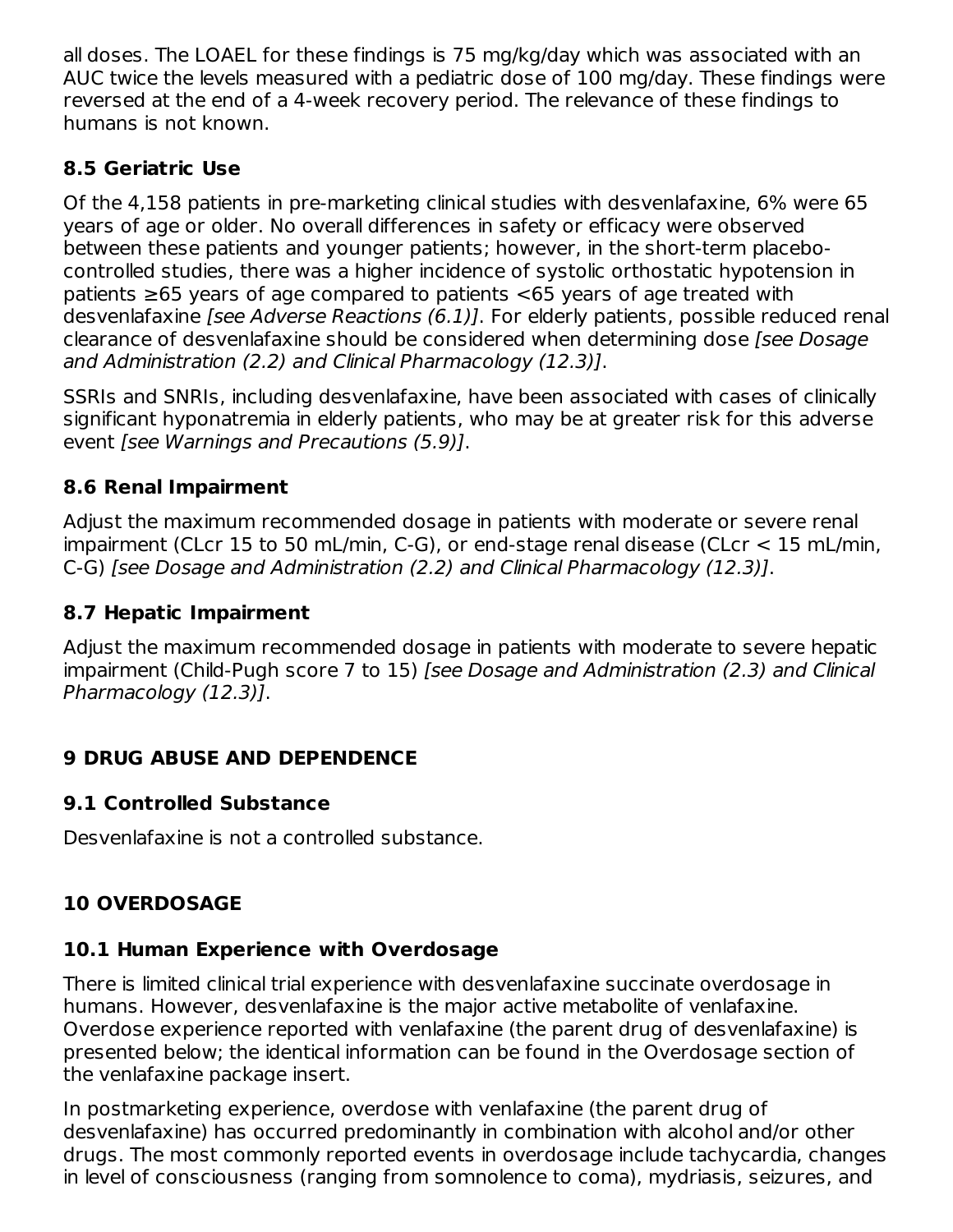all doses. The LOAEL for these findings is 75 mg/kg/day which was associated with an AUC twice the levels measured with a pediatric dose of 100 mg/day. These findings were reversed at the end of a 4-week recovery period. The relevance of these findings to humans is not known.

### 8.5 Geriatric Use

Of the 4,158 patients in pre-marketing clinical studies with desvenlafaxine, 6% were 65 years of age or older. No overall differences in safety or efficacy were observed between these patients and younger patients; however, in the short-term placebo-controlled studies, there was a higher incidence of systolic orthostatic hypotension in patients ≥65 years of age compared to patients <65 years of age treated with desvenlafaxine *[see Adverse Reactions (6.1)]*. For elderly patients, possible reduced renal clearance of desvenlafaxine should be considered when determining dose *[see Dosage and Administration (2.2) and Clinical Pharmacology (12.3)]*.

SSRIs and SNRIs, including desvenlafaxine, have been associated with cases of clinically significant hyponatremia in elderly patients, who may be at greater risk for this adverse event *[see Warnings and Precautions (5.9)]*.

### 8.6 Renal Impairment

Adjust the maximum recommended dosage in patients with moderate or severe renal impairment (CLcr 15 to 50 mL/min, C-G), or end-stage renal disease (CLcr < 15 mL/min, C-G) *[see Dosage and Administration (2.2) and Clinical Pharmacology (12.3)]*.

### 8.7 Hepatic Impairment

Adjust the maximum recommended dosage in patients with moderate to severe hepatic impairment (Child-Pugh score 7 to 15) *[see Dosage and Administration (2.3) and Clinical Pharmacology (12.3)]*.

## 9 DRUG ABUSE AND DEPENDENCE

### 9.1 Controlled Substance

Desvenlafaxine is not a controlled substance.

## 10 OVERDOSAGE

### 10.1 Human Experience with Overdosage

There is limited clinical trial experience with desvenlafaxine succinate overdosage in humans. However, desvenlafaxine is the major active metabolite of venlafaxine. Overdose experience reported with venlafaxine (the parent drug of desvenlafaxine) is presented below; the identical information can be found in the Overdosage section of the venlafaxine package insert.

In postmarketing experience, overdose with venlafaxine (the parent drug of desvenlafaxine) has occurred predominantly in combination with alcohol and/or other drugs. The most commonly reported events in overdosage include tachycardia, changes in level of consciousness (ranging from somnolence to coma), mydriasis, seizures, and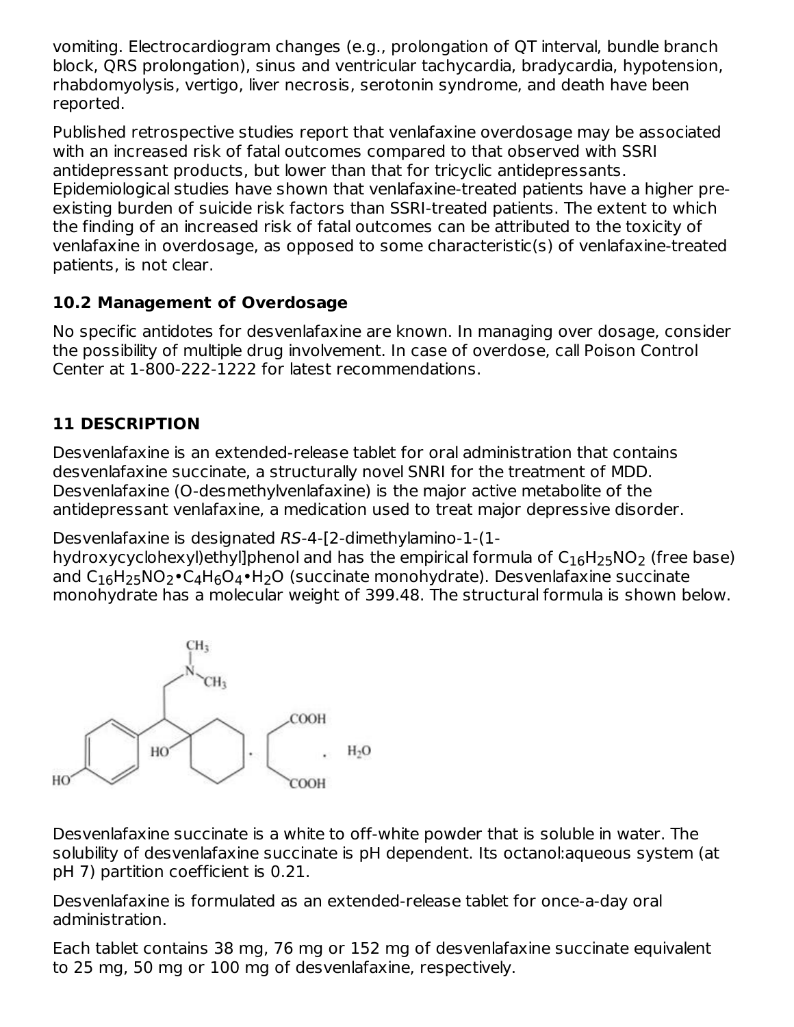vomiting. Electrocardiogram changes (e.g., prolongation of QT interval, bundle branch block, QRS prolongation), sinus and ventricular tachycardia, bradycardia, hypotension, rhabdomyolysis, vertigo, liver necrosis, serotonin syndrome, and death have been reported.

Published retrospective studies report that venlafaxine overdosage may be associated with an increased risk of fatal outcomes compared to that observed with SSRI antidepressant products, but lower than that for tricyclic antidepressants. Epidemiological studies have shown that venlafaxine-treated patients have a higher pre-existing burden of suicide risk factors than SSRI-treated patients. The extent to which the finding of an increased risk of fatal outcomes can be attributed to the toxicity of venlafaxine in overdosage, as opposed to some characteristic(s) of venlafaxine-treated patients, is not clear.

### 10.2 Management of Overdosage

No specific antidotes for desvenlafaxine are known. In managing over dosage, consider the possibility of multiple drug involvement. In case of overdose, call Poison Control Center at 1-800-222-1222 for latest recommendations.

## 11 DESCRIPTION

Desvenlafaxine is an extended-release tablet for oral administration that contains desvenlafaxine succinate, a structurally novel SNRI for the treatment of MDD. Desvenlafaxine (O-desmethylvenlafaxine) is the major active metabolite of the antidepressant venlafaxine, a medication used to treat major depressive disorder.

Desvenlafaxine is designated *RS*-4-[2-dimethylamino-1-(1-hydroxycyclohexyl)ethyl]phenol and has the empirical formula of $C_{16}H_{25}NO_2$ (free base) and $C_{16}H_{25}NO_2 \bullet C_4H_6O_4 \bullet H_2O$ (succinate monohydrate). Desvenlafaxine succinate monohydrate has a molecular weight of 399.48. The structural formula is shown below.

Desvenlafaxine succinate is a white to off-white powder that is soluble in water. The solubility of desvenlafaxine succinate is pH dependent. Its octanol:aqueous system (at pH 7) partition coefficient is 0.21.

Desvenlafaxine is formulated as an extended-release tablet for once-a-day oral administration.

Each tablet contains 38 mg, 76 mg or 152 mg of desvenlafaxine succinate equivalent to 25 mg, 50 mg or 100 mg of desvenlafaxine, respectively.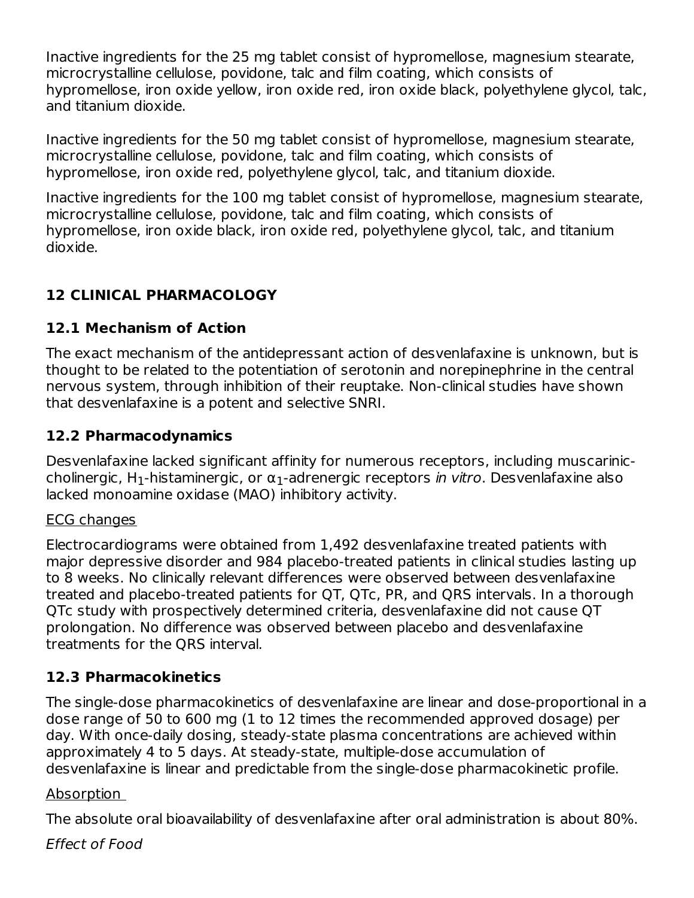Inactive ingredients for the 25 mg tablet consist of hypromellose, magnesium stearate, microcrystalline cellulose, povidone, talc and film coating, which consists of hypromellose, iron oxide yellow, iron oxide red, iron oxide black, polyethylene glycol, talc, and titanium dioxide.

Inactive ingredients for the 50 mg tablet consist of hypromellose, magnesium stearate, microcrystalline cellulose, povidone, talc and film coating, which consists of hypromellose, iron oxide red, polyethylene glycol, talc, and titanium dioxide.

Inactive ingredients for the 100 mg tablet consist of hypromellose, magnesium stearate, microcrystalline cellulose, povidone, talc and film coating, which consists of hypromellose, iron oxide black, iron oxide red, polyethylene glycol, talc, and titanium dioxide.

## 12 CLINICAL PHARMACOLOGY

### 12.1 Mechanism of Action

The exact mechanism of the antidepressant action of desvenlafaxine is unknown, but is thought to be related to the potentiation of serotonin and norepinephrine in the central nervous system, through inhibition of their reuptake. Non-clinical studies have shown that desvenlafaxine is a potent and selective SNRI.

### 12.2 Pharmacodynamics

Desvenlafaxine lacked significant affinity for numerous receptors, including muscarinic-cholinergic, $H_1$-histaminergic, or $\alpha_1$-adrenergic receptors *in vitro*. Desvenlafaxine also lacked monoamine oxidase (MAO) inhibitory activity.

ECG changes

Electrocardiograms were obtained from 1,492 desvenlafaxine treated patients with major depressive disorder and 984 placebo-treated patients in clinical studies lasting up to 8 weeks. No clinically relevant differences were observed between desvenlafaxine treated and placebo-treated patients for QT, QTc, PR, and QRS intervals. In a thorough QTc study with prospectively determined criteria, desvenlafaxine did not cause QT prolongation. No difference was observed between placebo and desvenlafaxine treatments for the QRS interval.

### 12.3 Pharmacokinetics

The single-dose pharmacokinetics of desvenlafaxine are linear and dose-proportional in a dose range of 50 to 600 mg (1 to 12 times the recommended approved dosage) per day. With once-daily dosing, steady-state plasma concentrations are achieved within approximately 4 to 5 days. At steady-state, multiple-dose accumulation of desvenlafaxine is linear and predictable from the single-dose pharmacokinetic profile.

Absorption

The absolute oral bioavailability of desvenlafaxine after oral administration is about 80%.

*Effect of Food*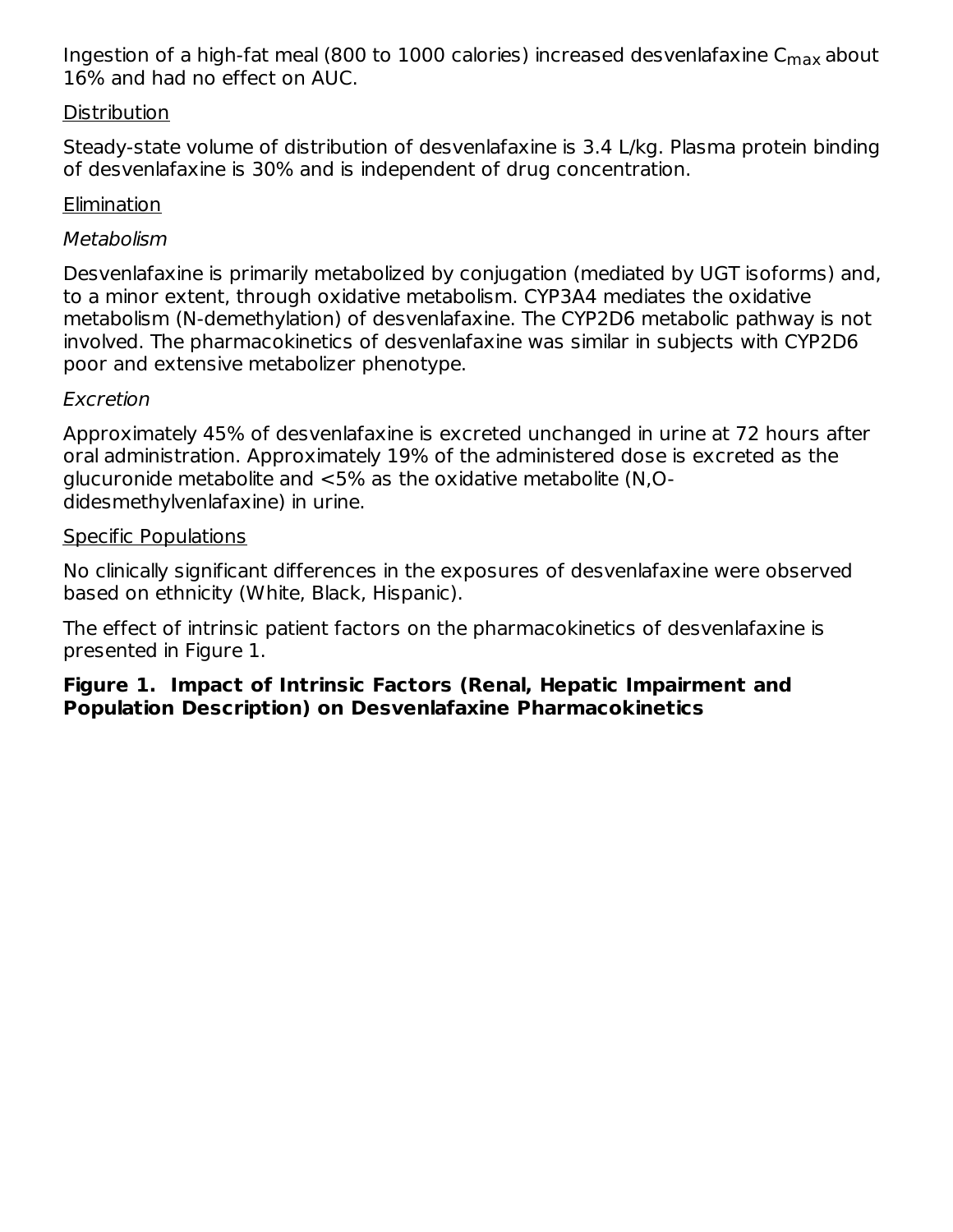Ingestion of a high-fat meal (800 to 1000 calories) increased desvenlafaxine $C_{max}$ about 16% and had no effect on AUC.

Distribution

Steady-state volume of distribution of desvenlafaxine is 3.4 L/kg. Plasma protein binding of desvenlafaxine is 30% and is independent of drug concentration.

Elimination

*Metabolism*

Desvenlafaxine is primarily metabolized by conjugation (mediated by UGT isoforms) and, to a minor extent, through oxidative metabolism. CYP3A4 mediates the oxidative metabolism (N-demethylation) of desvenlafaxine. The CYP2D6 metabolic pathway is not involved. The pharmacokinetics of desvenlafaxine was similar in subjects with CYP2D6 poor and extensive metabolizer phenotype.

*Excretion*

Approximately 45% of desvenlafaxine is excreted unchanged in urine at 72 hours after oral administration. Approximately 19% of the administered dose is excreted as the glucuronide metabolite and <5% as the oxidative metabolite (N,O-didesmethylvenlafaxine) in urine.

Specific Populations

No clinically significant differences in the exposures of desvenlafaxine were observed based on ethnicity (White, Black, Hispanic).

The effect of intrinsic patient factors on the pharmacokinetics of desvenlafaxine is presented in Figure 1.

**Figure 1. Impact of Intrinsic Factors (Renal, Hepatic Impairment and Population Description) on Desvenlafaxine Pharmacokinetics**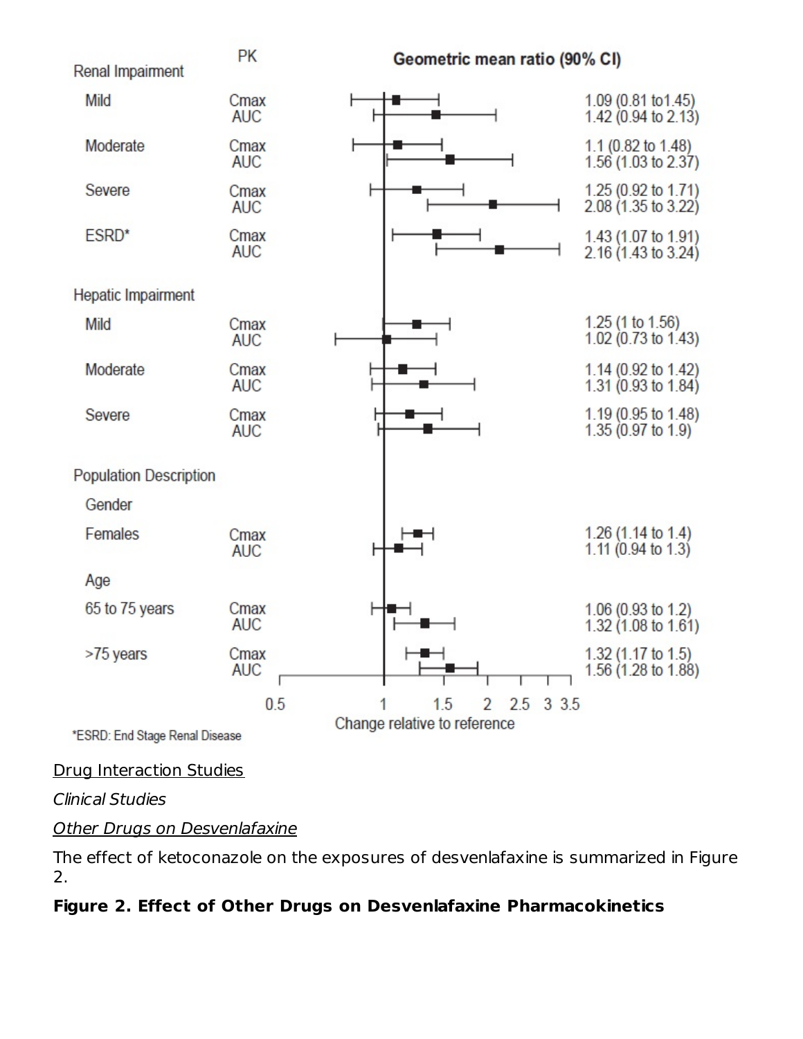Renal Impairment

PK

Geometric mean ratio (90% CI)

Mild Cmax 1.09 (0.81 to1.45)
AUC 1.42 (0.94 to 2.13)

Moderate Cmax 1.1 (0.82 to 1.48)
AUC 1.56 (1.03 to 2.37)

Severe Cmax 1.25 (0.92 to 1.71)
AUC 2.08 (1.35 to 3.22)

ESRD* Cmax 1.43 (1.07 to 1.91)
AUC 2.16 (1.43 to 3.24)

Hepatic Impairment

Mild Cmax 1.25 (1 to 1.56)
AUC 1.02 (0.73 to 1.43)

Moderate Cmax 1.14 (0.92 to 1.42)
AUC 1.31 (0.93 to 1.84)

Severe Cmax 1.19 (0.95 to 1.48)
AUC 1.35 (0.97 to 1.9)

Population Description

Gender

Females Cmax 1.26 (1.14 to 1.4)
AUC 1.11 (0.94 to 1.3)

Age

65 to 75 years Cmax 1.06 (0.93 to 1.2)
AUC 1.32 (1.08 to 1.61)

>75 years Cmax 1.32 (1.17 to 1.5)
AUC 1.56 (1.28 to 1.88)

0.5 1 1.5 2 2.5 3 3.5

Change relative to reference

*ESRD: End Stage Renal Disease

<u>Drug Interaction Studies</u>

*Clinical Studies*

*<u>Other Drugs on Desvenlafaxine</u>*

The effect of ketoconazole on the exposures of desvenlafaxine is summarized in Figure 2.

**Figure 2. Effect of Other Drugs on Desvenlafaxine Pharmacokinetics**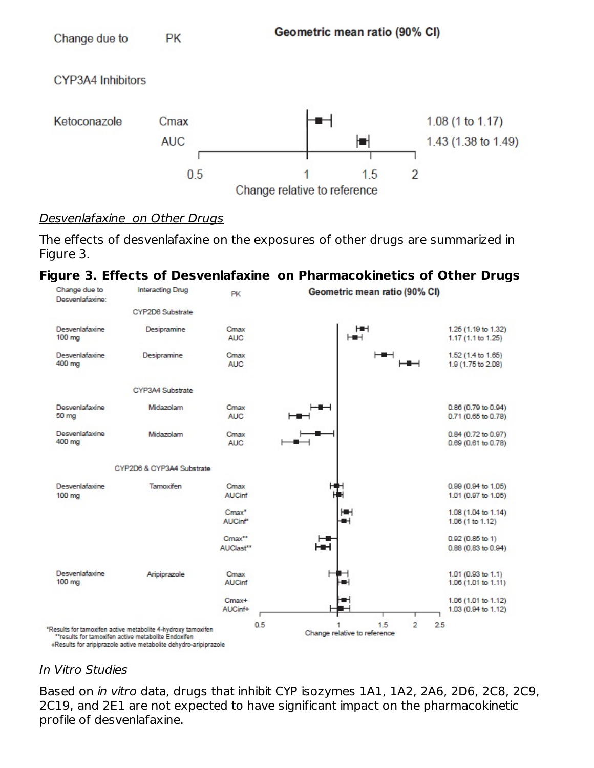Change due to PK

Geometric mean ratio (90% CI)

CYP3A4 Inhibitors

Ketoconazole Cmax 1.08 (1 to 1.17)

AUC 1.43 (1.38 to 1.49)

0.5 1 1.5 2

Change relative to reference

*Desvenlafaxine on Other Drugs*

The effects of desvenlafaxine on the exposures of other drugs are summarized in Figure 3.

**Figure 3. Effects of Desvenlafaxine on Pharmacokinetics of Other Drugs**

Change due to Desvenlafaxine: Interacting Drug PK Geometric mean ratio (90% CI)

CYP2D6 Substrate

Desvenlafaxine 100 mg Desipramine Cmax 1.25 (1.19 to 1.32)

AUC 1.17 (1.1 to 1.25)

Desvenlafaxine 400 mg Desipramine Cmax 1.52 (1.4 to 1.65)

AUC 1.9 (1.75 to 2.08)

CYP3A4 Substrate

Desvenlafaxine 50 mg Midazolam Cmax 0.86 (0.79 to 0.94)

AUC 0.71 (0.65 to 0.78)

Desvenlafaxine 400 mg Midazolam Cmax 0.84 (0.72 to 0.97)

AUC 0.69 (0.61 to 0.78)

CYP2D6 & CYP3A4 Substrate

Desvenlafaxine 100 mg Tamoxifen Cmax 0.99 (0.94 to 1.05)

AUCinf 1.01 (0.97 to 1.05)

Cmax* 1.08 (1.04 to 1.14)

AUCinf* 1.06 (1 to 1.12)

Cmax** 0.92 (0.85 to 1)

AUClast** 0.88 (0.83 to 0.94)

Desvenlafaxine 100 mg Aripiprazole Cmax 1.01 (0.93 to 1.1)

AUCinf 1.06 (1.01 to 1.11)

Cmax+ 1.06 (1.01 to 1.12)

AUCinf+ 1.03 (0.94 to 1.12)

0.5 1 1.5 2 2.5

Change relative to reference

*Results for tamoxifen active metabolite 4-hydroxy tamoxifen
**results for tamoxifen active metabolite Endoxifen
+Results for aripiprazole active metabolite dehydro-aripiprazole

*In Vitro Studies*

Based on *in vitro* data, drugs that inhibit CYP isozymes 1A1, 1A2, 2A6, 2D6, 2C8, 2C9, 2C19, and 2E1 are not expected to have significant impact on the pharmacokinetic profile of desvenlafaxine.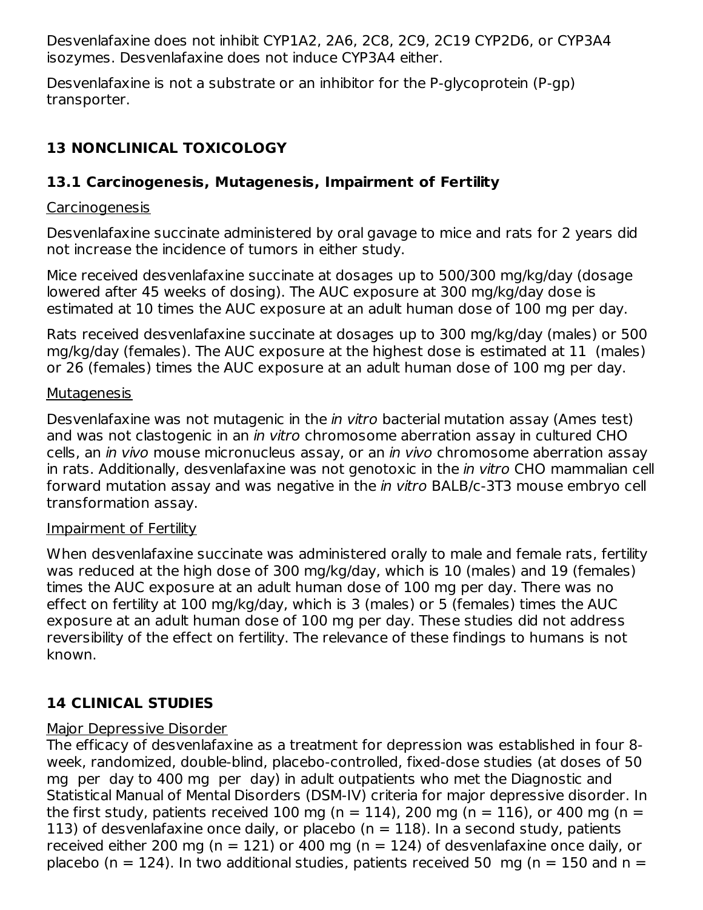Desvenlafaxine does not inhibit CYP1A2, 2A6, 2C8, 2C9, 2C19 CYP2D6, or CYP3A4 isozymes. Desvenlafaxine does not induce CYP3A4 either.

Desvenlafaxine is not a substrate or an inhibitor for the P-glycoprotein (P-gp) transporter.

## 13 NONCLINICAL TOXICOLOGY

### 13.1 Carcinogenesis, Mutagenesis, Impairment of Fertility

Carcinogenesis

Desvenlafaxine succinate administered by oral gavage to mice and rats for 2 years did not increase the incidence of tumors in either study.

Mice received desvenlafaxine succinate at dosages up to 500/300 mg/kg/day (dosage lowered after 45 weeks of dosing). The AUC exposure at 300 mg/kg/day dose is estimated at 10 times the AUC exposure at an adult human dose of 100 mg per day.

Rats received desvenlafaxine succinate at dosages up to 300 mg/kg/day (males) or 500 mg/kg/day (females). The AUC exposure at the highest dose is estimated at 11 (males) or 26 (females) times the AUC exposure at an adult human dose of 100 mg per day.

Mutagenesis

Desvenlafaxine was not mutagenic in the *in vitro* bacterial mutation assay (Ames test) and was not clastogenic in an *in vitro* chromosome aberration assay in cultured CHO cells, an *in vivo* mouse micronucleus assay, or an *in vivo* chromosome aberration assay in rats. Additionally, desvenlafaxine was not genotoxic in the *in vitro* CHO mammalian cell forward mutation assay and was negative in the *in vitro* BALB/c-3T3 mouse embryo cell transformation assay.

Impairment of Fertility

When desvenlafaxine succinate was administered orally to male and female rats, fertility was reduced at the high dose of 300 mg/kg/day, which is 10 (males) and 19 (females) times the AUC exposure at an adult human dose of 100 mg per day. There was no effect on fertility at 100 mg/kg/day, which is 3 (males) or 5 (females) times the AUC exposure at an adult human dose of 100 mg per day. These studies did not address reversibility of the effect on fertility. The relevance of these findings to humans is not known.

## 14 CLINICAL STUDIES

Major Depressive Disorder

The efficacy of desvenlafaxine as a treatment for depression was established in four 8-week, randomized, double-blind, placebo-controlled, fixed-dose studies (at doses of 50 mg per day to 400 mg per day) in adult outpatients who met the Diagnostic and Statistical Manual of Mental Disorders (DSM-IV) criteria for major depressive disorder. In the first study, patients received 100 mg (n = 114), 200 mg (n = 116), or 400 mg (n = 113) of desvenlafaxine once daily, or placebo (n = 118). In a second study, patients received either 200 mg (n = 121) or 400 mg (n = 124) of desvenlafaxine once daily, or placebo (n = 124). In two additional studies, patients received 50 mg (n = 150 and n =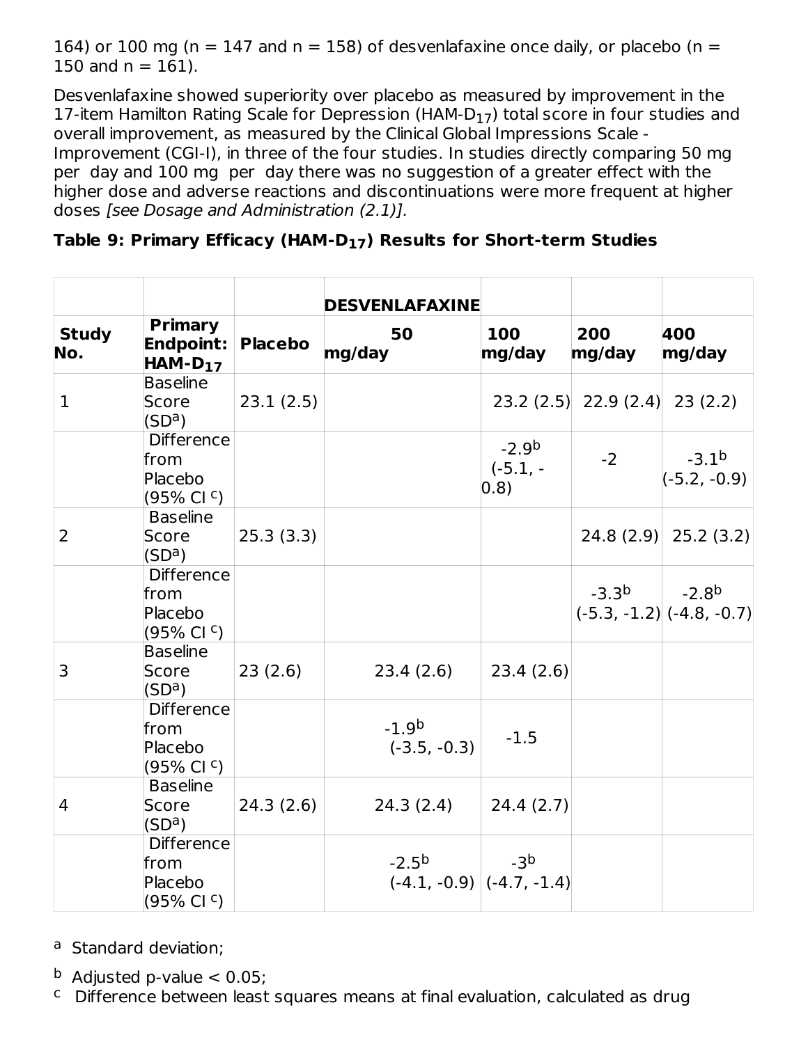164) or 100 mg (n = 147 and n = 158) of desvenlafaxine once daily, or placebo (n = 150 and n = 161).

Desvenlafaxine showed superiority over placebo as measured by improvement in the 17-item Hamilton Rating Scale for Depression ($HAM\text{-}D_{17}$) total score in four studies and overall improvement, as measured by the Clinical Global Impressions Scale - Improvement (CGI-I), in three of the four studies. In studies directly comparing 50 mg per day and 100 mg per day there was no suggestion of a greater effect with the higher dose and adverse reactions and discontinuations were more frequent at higher doses *[see Dosage and Administration (2.1)].*

**Table 9: Primary Efficacy ($HAM\text{-}D_{17}$) Results for Short-term Studies**

| | | | DESVENLAFAXINE | | | |
|---|---|---|---|---|---|---|
| **Study No.** | **Primary Endpoint: $HAM\text{-}D_{17}$** | **Placebo** | **50 mg/day** | **100 mg/day** | **200 mg/day** | **400 mg/day** |
| 1 | Baseline Score (SD[a]) | 23.1 (2.5) | | 23.2 (2.5) | 22.9 (2.4) | 23 (2.2) |
| | Difference from Placebo (95% CI [c]) | | | -2.9[b] (-5.1, -0.8) | -2 | -3.1[b] (-5.2, -0.9) |
| 2 | Baseline Score (SD[a]) | 25.3 (3.3) | | | 24.8 (2.9) | 25.2 (3.2) |
| | Difference from Placebo (95% CI [c]) | | | | -3.3[b] (-5.3, -1.2) | -2.8[b] (-4.8, -0.7) |
| 3 | Baseline Score (SD[a]) | 23 (2.6) | 23.4 (2.6) | 23.4 (2.6) | | |
| | Difference from Placebo (95% CI [c]) | | -1.9[b] (-3.5, -0.3) | -1.5 | | |
| 4 | Baseline Score (SD[a]) | 24.3 (2.6) | 24.3 (2.4) | 24.4 (2.7) | | |
| | Difference from Placebo (95% CI [c]) | | -2.5[b] (-4.1, -0.9) | -3[b] (-4.7, -1.4) | | |

[a] Standard deviation;

[b] Adjusted p-value < 0.05;

[c] Difference between least squares means at final evaluation, calculated as drug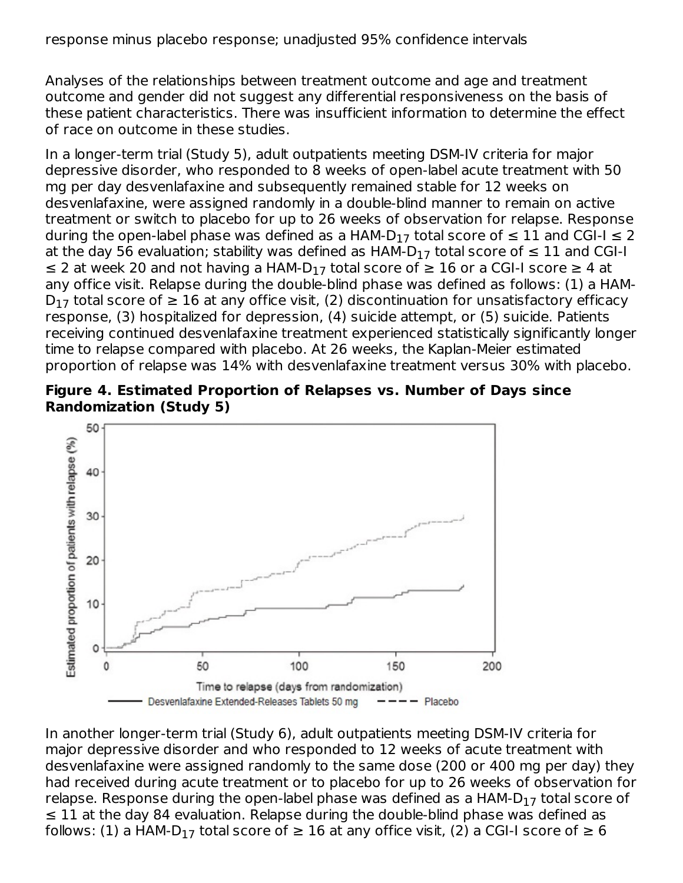response minus placebo response; unadjusted 95% confidence intervals

Analyses of the relationships between treatment outcome and age and treatment outcome and gender did not suggest any differential responsiveness on the basis of these patient characteristics. There was insufficient information to determine the effect of race on outcome in these studies.

In a longer-term trial (Study 5), adult outpatients meeting DSM-IV criteria for major depressive disorder, who responded to 8 weeks of open-label acute treatment with 50 mg per day desvenlafaxine and subsequently remained stable for 12 weeks on desvenlafaxine, were assigned randomly in a double-blind manner to remain on active treatment or switch to placebo for up to 26 weeks of observation for relapse. Response during the open-label phase was defined as a HAM-$D_{17}$ total score of ≤ 11 and CGI-I ≤ 2 at the day 56 evaluation; stability was defined as HAM-$D_{17}$ total score of ≤ 11 and CGI-I ≤ 2 at week 20 and not having a HAM-$D_{17}$ total score of ≥ 16 or a CGI-I score ≥ 4 at any office visit. Relapse during the double-blind phase was defined as follows: (1) a HAM-$D_{17}$ total score of ≥ 16 at any office visit, (2) discontinuation for unsatisfactory efficacy response, (3) hospitalized for depression, (4) suicide attempt, or (5) suicide. Patients receiving continued desvenlafaxine treatment experienced statistically significantly longer time to relapse compared with placebo. At 26 weeks, the Kaplan-Meier estimated proportion of relapse was 14% with desvenlafaxine treatment versus 30% with placebo.

**Figure 4. Estimated Proportion of Relapses vs. Number of Days since Randomization (Study 5)**

Estimated proportion of patients with relapse (%)
50
40
30
20
10
0
0
50
100
150
200
Time to relapse (days from randomization)
Desvenlafaxine Extended-Releases Tablets 50 mg
Placebo

In another longer-term trial (Study 6), adult outpatients meeting DSM-IV criteria for major depressive disorder and who responded to 12 weeks of acute treatment with desvenlafaxine were assigned randomly to the same dose (200 or 400 mg per day) they had received during acute treatment or to placebo for up to 26 weeks of observation for relapse. Response during the open-label phase was defined as a HAM-$D_{17}$ total score of ≤ 11 at the day 84 evaluation. Relapse during the double-blind phase was defined as follows: (1) a HAM-$D_{17}$ total score of ≥ 16 at any office visit, (2) a CGI-I score of ≥ 6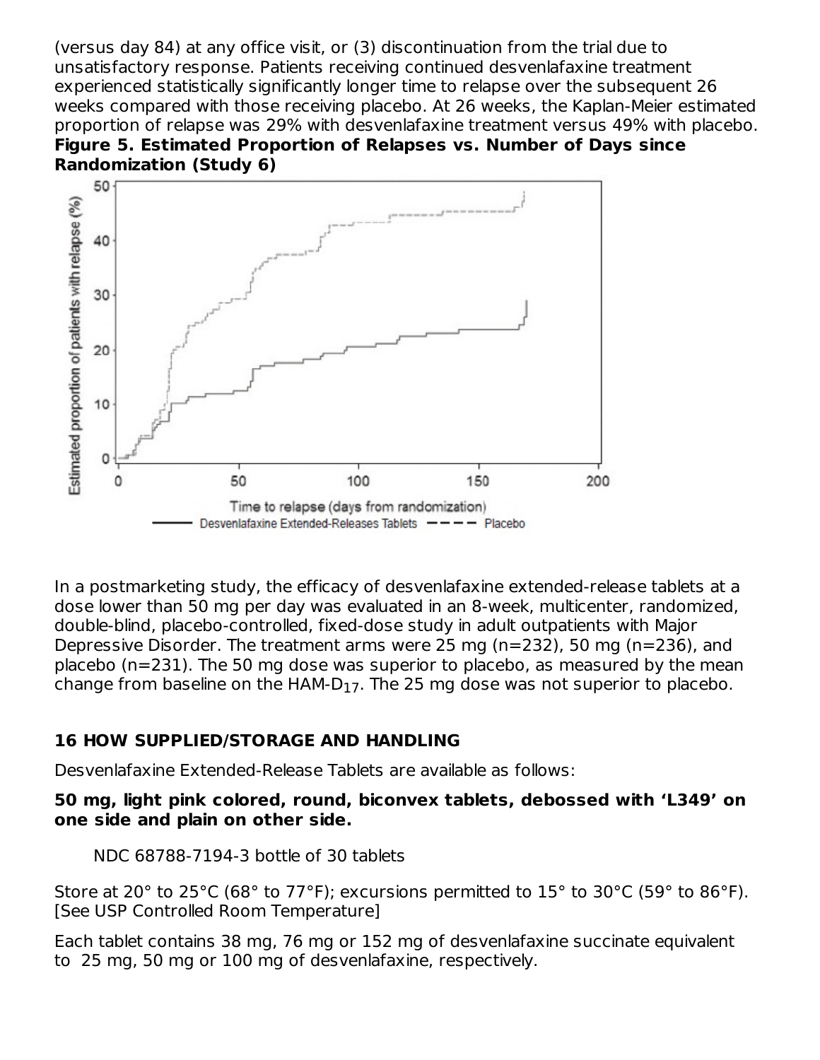(versus day 84) at any office visit, or (3) discontinuation from the trial due to unsatisfactory response. Patients receiving continued desvenlafaxine treatment experienced statistically significantly longer time to relapse over the subsequent 26 weeks compared with those receiving placebo. At 26 weeks, the Kaplan-Meier estimated proportion of relapse was 29% with desvenlafaxine treatment versus 49% with placebo.

**Figure 5. Estimated Proportion of Relapses vs. Number of Days since Randomization (Study 6)**

Estimated proportion of patients with relapse (%)

50
40
30
20
10
0

0
50
100
150
200

Time to relapse (days from randomization)

Desvenlafaxine Extended-Releases Tablets
Placebo

In a postmarketing study, the efficacy of desvenlafaxine extended-release tablets at a dose lower than 50 mg per day was evaluated in an 8-week, multicenter, randomized, double-blind, placebo-controlled, fixed-dose study in adult outpatients with Major Depressive Disorder. The treatment arms were 25 mg (n=232), 50 mg (n=236), and placebo (n=231). The 50 mg dose was superior to placebo, as measured by the mean change from baseline on the HAM-$D_{17}$. The 25 mg dose was not superior to placebo.

## 16 HOW SUPPLIED/STORAGE AND HANDLING

Desvenlafaxine Extended-Release Tablets are available as follows:

**50 mg, light pink colored, round, biconvex tablets, debossed with 'L349' on one side and plain on other side.**

NDC 68788-7194-3 bottle of 30 tablets

Store at 20° to 25°C (68° to 77°F); excursions permitted to 15° to 30°C (59° to 86°F). [See USP Controlled Room Temperature]

Each tablet contains 38 mg, 76 mg or 152 mg of desvenlafaxine succinate equivalent to 25 mg, 50 mg or 100 mg of desvenlafaxine, respectively.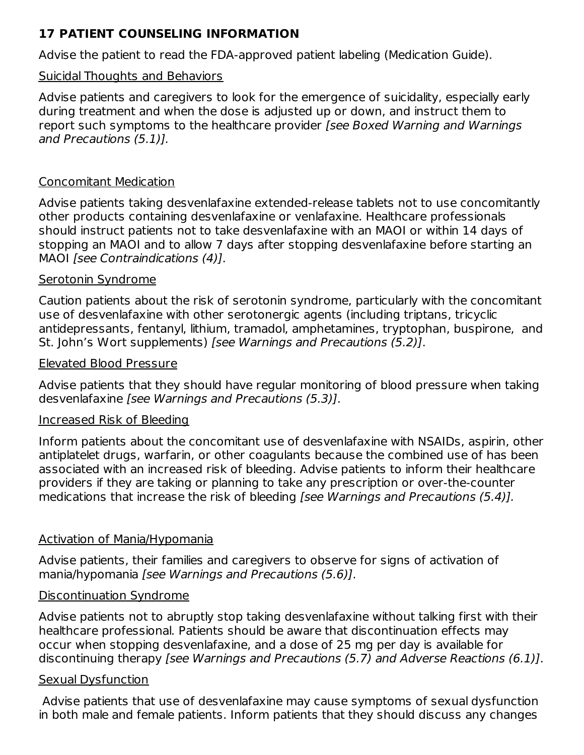## 17 PATIENT COUNSELING INFORMATION

Advise the patient to read the FDA-approved patient labeling (Medication Guide).

Suicidal Thoughts and Behaviors

Advise patients and caregivers to look for the emergence of suicidality, especially early during treatment and when the dose is adjusted up or down, and instruct them to report such symptoms to the healthcare provider *[see Boxed Warning and Warnings and Precautions (5.1)].*

Concomitant Medication

Advise patients taking desvenlafaxine extended-release tablets not to use concomitantly other products containing desvenlafaxine or venlafaxine. Healthcare professionals should instruct patients not to take desvenlafaxine with an MAOI or within 14 days of stopping an MAOI and to allow 7 days after stopping desvenlafaxine before starting an MAOI *[see Contraindications (4)]*.

Serotonin Syndrome

Caution patients about the risk of serotonin syndrome, particularly with the concomitant use of desvenlafaxine with other serotonergic agents (including triptans, tricyclic antidepressants, fentanyl, lithium, tramadol, amphetamines, tryptophan, buspirone, and St. John's Wort supplements) *[see Warnings and Precautions (5.2)]*.

Elevated Blood Pressure

Advise patients that they should have regular monitoring of blood pressure when taking desvenlafaxine *[see Warnings and Precautions (5.3)]*.

Increased Risk of Bleeding

Inform patients about the concomitant use of desvenlafaxine with NSAIDs, aspirin, other antiplatelet drugs, warfarin, or other coagulants because the combined use of has been associated with an increased risk of bleeding. Advise patients to inform their healthcare providers if they are taking or planning to take any prescription or over-the-counter medications that increase the risk of bleeding *[see Warnings and Precautions (5.4)].*

Activation of Mania/Hypomania

Advise patients, their families and caregivers to observe for signs of activation of mania/hypomania *[see Warnings and Precautions (5.6)]*.

Discontinuation Syndrome

Advise patients not to abruptly stop taking desvenlafaxine without talking first with their healthcare professional. Patients should be aware that discontinuation effects may occur when stopping desvenlafaxine, and a dose of 25 mg per day is available for discontinuing therapy *[see Warnings and Precautions (5.7) and Adverse Reactions (6.1)]*.

Sexual Dysfunction

Advise patients that use of desvenlafaxine may cause symptoms of sexual dysfunction in both male and female patients. Inform patients that they should discuss any changes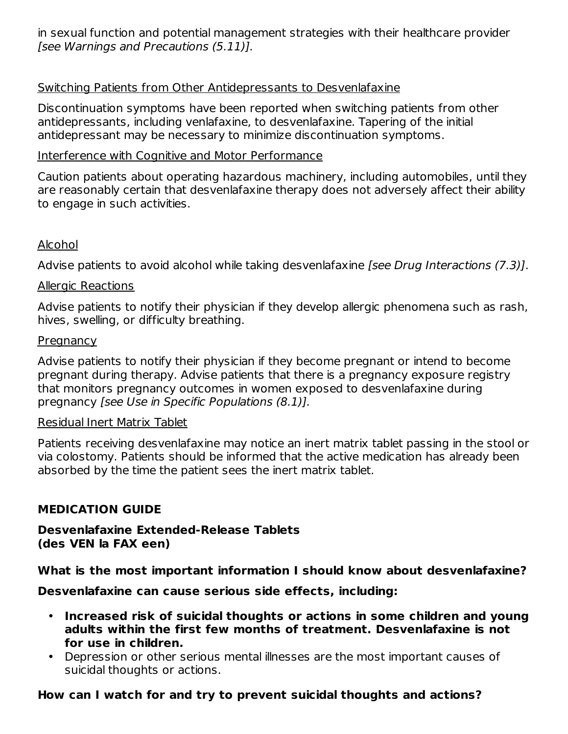in sexual function and potential management strategies with their healthcare provider *[see Warnings and Precautions (5.11)].*

Switching Patients from Other Antidepressants to Desvenlafaxine

Discontinuation symptoms have been reported when switching patients from other antidepressants, including venlafaxine, to desvenlafaxine. Tapering of the initial antidepressant may be necessary to minimize discontinuation symptoms.

Interference with Cognitive and Motor Performance

Caution patients about operating hazardous machinery, including automobiles, until they are reasonably certain that desvenlafaxine therapy does not adversely affect their ability to engage in such activities.

Alcohol

Advise patients to avoid alcohol while taking desvenlafaxine *[see Drug Interactions (7.3)]*.

Allergic Reactions

Advise patients to notify their physician if they develop allergic phenomena such as rash, hives, swelling, or difficulty breathing.

Pregnancy

Advise patients to notify their physician if they become pregnant or intend to become pregnant during therapy. Advise patients that there is a pregnancy exposure registry that monitors pregnancy outcomes in women exposed to desvenlafaxine during pregnancy *[see Use in Specific Populations (8.1)].*

Residual Inert Matrix Tablet

Patients receiving desvenlafaxine may notice an inert matrix tablet passing in the stool or via colostomy. Patients should be informed that the active medication has already been absorbed by the time the patient sees the inert matrix tablet.

## MEDICATION GUIDE

**Desvenlafaxine Extended-Release Tablets**
**(des VEN la FAX een)**

**What is the most important information I should know about desvenlafaxine?**

**Desvenlafaxine can cause serious side effects, including:**

- **Increased risk of suicidal thoughts or actions in some children and young adults within the first few months of treatment. Desvenlafaxine is not for use in children.**
- Depression or other serious mental illnesses are the most important causes of suicidal thoughts or actions.

**How can I watch for and try to prevent suicidal thoughts and actions?**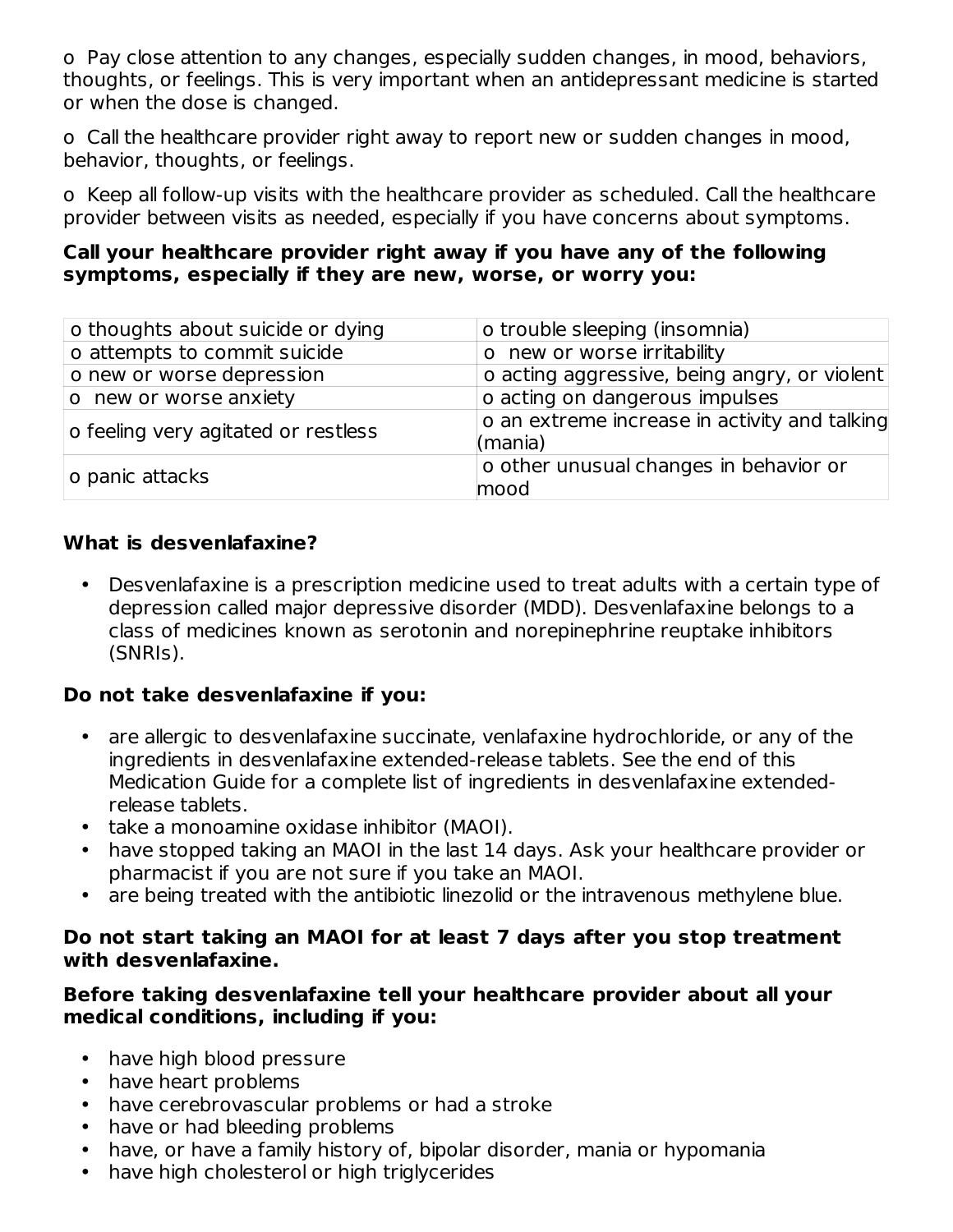o Pay close attention to any changes, especially sudden changes, in mood, behaviors, thoughts, or feelings. This is very important when an antidepressant medicine is started or when the dose is changed.

o Call the healthcare provider right away to report new or sudden changes in mood, behavior, thoughts, or feelings.

o Keep all follow-up visits with the healthcare provider as scheduled. Call the healthcare provider between visits as needed, especially if you have concerns about symptoms.

**Call your healthcare provider right away if you have any of the following symptoms, especially if they are new, worse, or worry you:**

| | |
|---|---|
| o thoughts about suicide or dying | o trouble sleeping (insomnia) |
| o attempts to commit suicide | o new or worse irritability |
| o new or worse depression | o acting aggressive, being angry, or violent |
| o new or worse anxiety | o acting on dangerous impulses |
| o feeling very agitated or restless | o an extreme increase in activity and talking (mania) |
| o panic attacks | o other unusual changes in behavior or mood |

**What is desvenlafaxine?**

- Desvenlafaxine is a prescription medicine used to treat adults with a certain type of depression called major depressive disorder (MDD). Desvenlafaxine belongs to a class of medicines known as serotonin and norepinephrine reuptake inhibitors (SNRIs).

**Do not take desvenlafaxine if you:**

- are allergic to desvenlafaxine succinate, venlafaxine hydrochloride, or any of the ingredients in desvenlafaxine extended-release tablets. See the end of this Medication Guide for a complete list of ingredients in desvenlafaxine extended-release tablets.
- take a monoamine oxidase inhibitor (MAOI).
- have stopped taking an MAOI in the last 14 days. Ask your healthcare provider or pharmacist if you are not sure if you take an MAOI.
- are being treated with the antibiotic linezolid or the intravenous methylene blue.

**Do not start taking an MAOI for at least 7 days after you stop treatment with desvenlafaxine.**

**Before taking desvenlafaxine tell your healthcare provider about all your medical conditions, including if you:**

- have high blood pressure
- have heart problems
- have cerebrovascular problems or had a stroke
- have or had bleeding problems
- have, or have a family history of, bipolar disorder, mania or hypomania
- have high cholesterol or high triglycerides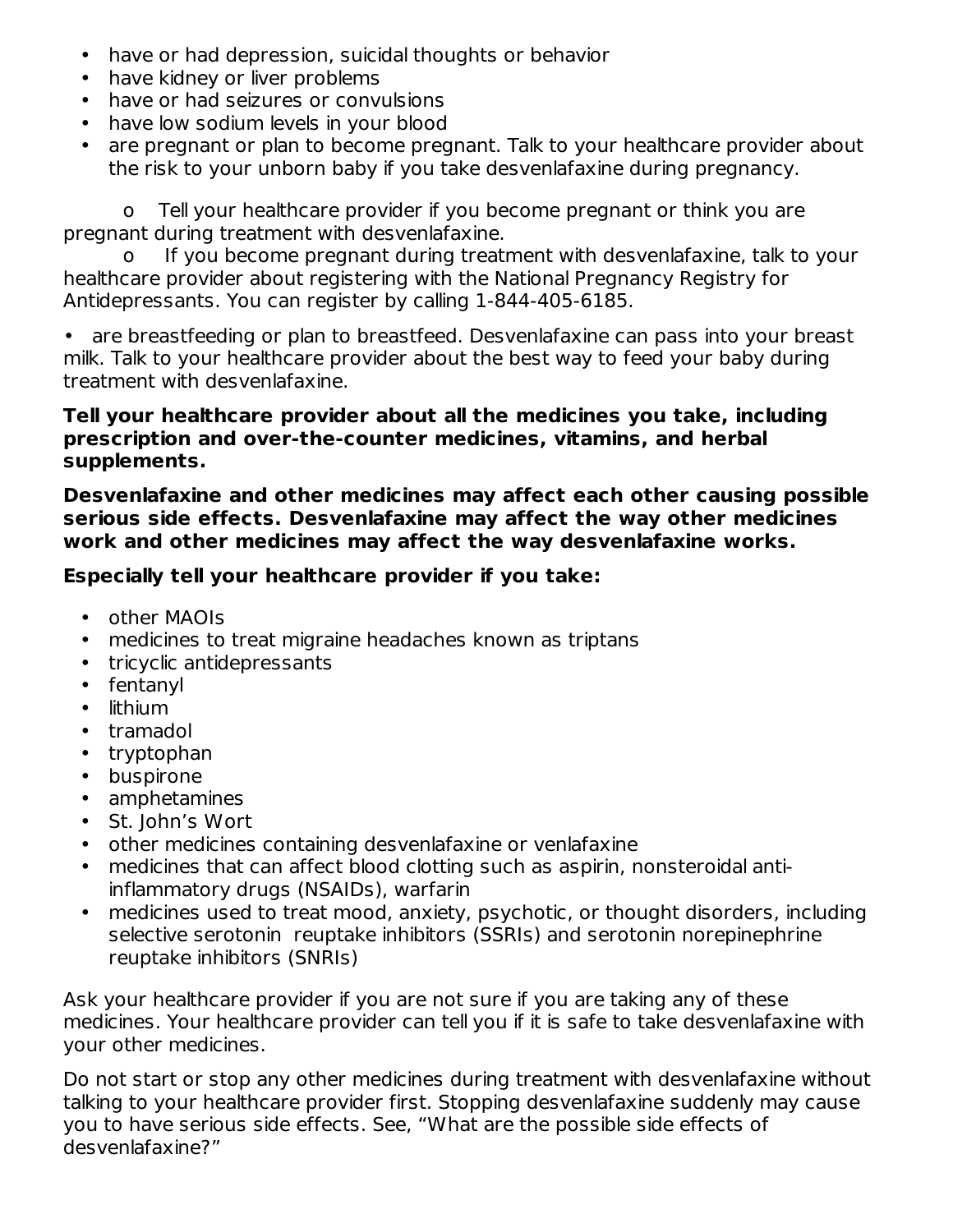- have or had depression, suicidal thoughts or behavior
- have kidney or liver problems
- have or had seizures or convulsions
- have low sodium levels in your blood
- are pregnant or plan to become pregnant. Talk to your healthcare provider about the risk to your unborn baby if you take desvenlafaxine during pregnancy.

    o Tell your healthcare provider if you become pregnant or think you are pregnant during treatment with desvenlafaxine.

    o If you become pregnant during treatment with desvenlafaxine, talk to your healthcare provider about registering with the National Pregnancy Registry for Antidepressants. You can register by calling 1-844-405-6185.

- are breastfeeding or plan to breastfeed. Desvenlafaxine can pass into your breast milk. Talk to your healthcare provider about the best way to feed your baby during treatment with desvenlafaxine.

**Tell your healthcare provider about all the medicines you take, including prescription and over-the-counter medicines, vitamins, and herbal supplements.**

**Desvenlafaxine and other medicines may affect each other causing possible serious side effects. Desvenlafaxine may affect the way other medicines work and other medicines may affect the way desvenlafaxine works.**

**Especially tell your healthcare provider if you take:**

- other MAOIs
- medicines to treat migraine headaches known as triptans
- tricyclic antidepressants
- fentanyl
- lithium
- tramadol
- tryptophan
- buspirone
- amphetamines
- St. John's Wort
- other medicines containing desvenlafaxine or venlafaxine
- medicines that can affect blood clotting such as aspirin, nonsteroidal anti-inflammatory drugs (NSAIDs), warfarin
- medicines used to treat mood, anxiety, psychotic, or thought disorders, including selective serotonin reuptake inhibitors (SSRIs) and serotonin norepinephrine reuptake inhibitors (SNRIs)

Ask your healthcare provider if you are not sure if you are taking any of these medicines. Your healthcare provider can tell you if it is safe to take desvenlafaxine with your other medicines.

Do not start or stop any other medicines during treatment with desvenlafaxine without talking to your healthcare provider first. Stopping desvenlafaxine suddenly may cause you to have serious side effects. See, "What are the possible side effects of desvenlafaxine?"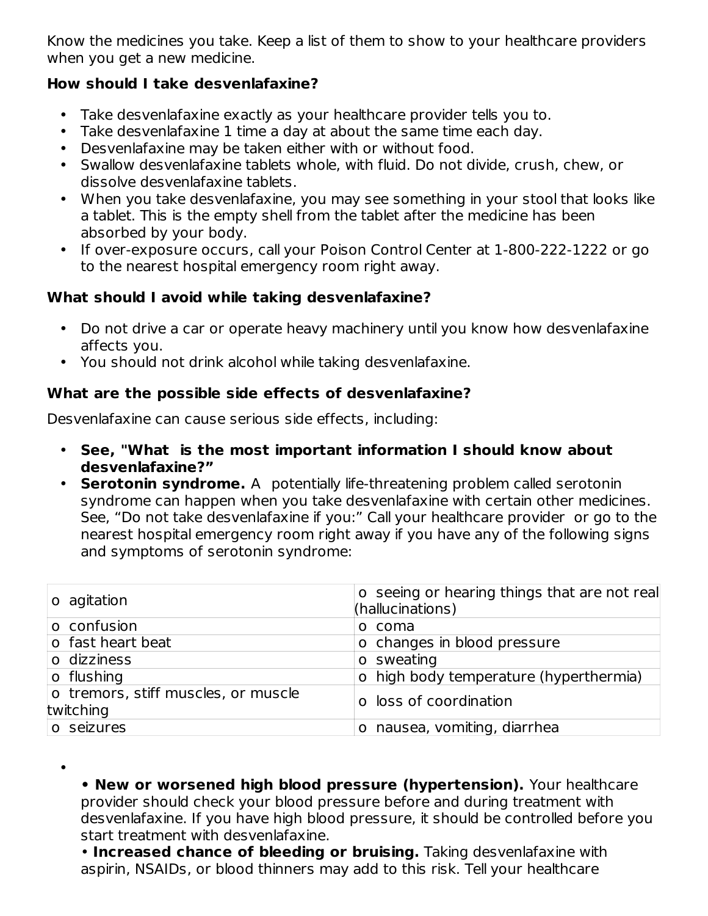Know the medicines you take. Keep a list of them to show to your healthcare providers when you get a new medicine.

**How should I take desvenlafaxine?**

- Take desvenlafaxine exactly as your healthcare provider tells you to.
- Take desvenlafaxine 1 time a day at about the same time each day.
- Desvenlafaxine may be taken either with or without food.
- Swallow desvenlafaxine tablets whole, with fluid. Do not divide, crush, chew, or dissolve desvenlafaxine tablets.
- When you take desvenlafaxine, you may see something in your stool that looks like a tablet. This is the empty shell from the tablet after the medicine has been absorbed by your body.
- If over-exposure occurs, call your Poison Control Center at 1-800-222-1222 or go to the nearest hospital emergency room right away.

**What should I avoid while taking desvenlafaxine?**

- Do not drive a car or operate heavy machinery until you know how desvenlafaxine affects you.
- You should not drink alcohol while taking desvenlafaxine.

**What are the possible side effects of desvenlafaxine?**

Desvenlafaxine can cause serious side effects, including:

- **See, "What is the most important information I should know about desvenlafaxine?"**
- **Serotonin syndrome.** A potentially life-threatening problem called serotonin syndrome can happen when you take desvenlafaxine with certain other medicines. See, "Do not take desvenlafaxine if you:" Call your healthcare provider or go to the nearest hospital emergency room right away if you have any of the following signs and symptoms of serotonin syndrome:

| | |
|---|---|
| o agitation | o seeing or hearing things that are not real (hallucinations) |
| o confusion | o coma |
| o fast heart beat | o changes in blood pressure |
| o dizziness | o sweating |
| o flushing | o high body temperature (hyperthermia) |
| o tremors, stiff muscles, or muscle twitching | o loss of coordination |
| o seizures | o nausea, vomiting, diarrhea |

- • **New or worsened high blood pressure (hypertension).** Your healthcare provider should check your blood pressure before and during treatment with desvenlafaxine. If you have high blood pressure, it should be controlled before you start treatment with desvenlafaxine.

  • **Increased chance of bleeding or bruising.** Taking desvenlafaxine with aspirin, NSAIDs, or blood thinners may add to this risk. Tell your healthcare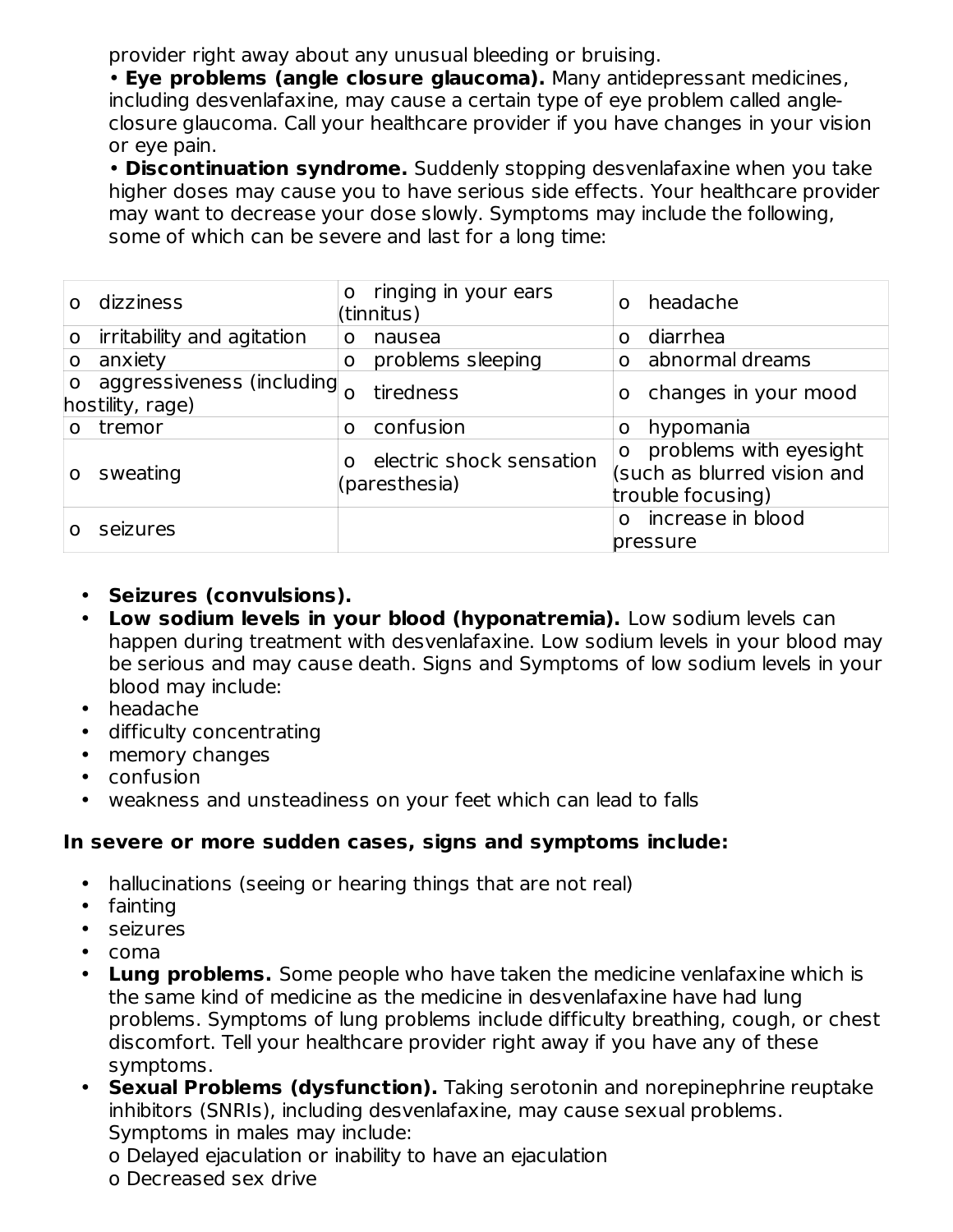provider right away about any unusual bleeding or bruising.

• **Eye problems (angle closure glaucoma).** Many antidepressant medicines, including desvenlafaxine, may cause a certain type of eye problem called angle-closure glaucoma. Call your healthcare provider if you have changes in your vision or eye pain.

• **Discontinuation syndrome.** Suddenly stopping desvenlafaxine when you take higher doses may cause you to have serious side effects. Your healthcare provider may want to decrease your dose slowly. Symptoms may include the following, some of which can be severe and last for a long time:

| | | |
|---|---|---|
| o dizziness | o ringing in your ears (tinnitus) | o headache |
| o irritability and agitation | o nausea | o diarrhea |
| o anxiety | o problems sleeping | o abnormal dreams |
| o aggressiveness (including hostility, rage) | o tiredness | o changes in your mood |
| o tremor | o confusion | o hypomania |
| o sweating | o electric shock sensation (paresthesia) | o problems with eyesight (such as blurred vision and trouble focusing) |
| o seizures | | o increase in blood pressure |

- **Seizures (convulsions).**
- **Low sodium levels in your blood (hyponatremia).** Low sodium levels can happen during treatment with desvenlafaxine. Low sodium levels in your blood may be serious and may cause death. Signs and Symptoms of low sodium levels in your blood may include:
- headache
- difficulty concentrating
- memory changes
- confusion
- weakness and unsteadiness on your feet which can lead to falls

**In severe or more sudden cases, signs and symptoms include:**

- hallucinations (seeing or hearing things that are not real)
- fainting
- seizures
- coma
- **Lung problems.** Some people who have taken the medicine venlafaxine which is the same kind of medicine as the medicine in desvenlafaxine have had lung problems. Symptoms of lung problems include difficulty breathing, cough, or chest discomfort. Tell your healthcare provider right away if you have any of these symptoms.
- **Sexual Problems (dysfunction).** Taking serotonin and norepinephrine reuptake inhibitors (SNRIs), including desvenlafaxine, may cause sexual problems. Symptoms in males may include:
  o Delayed ejaculation or inability to have an ejaculation
  o Decreased sex drive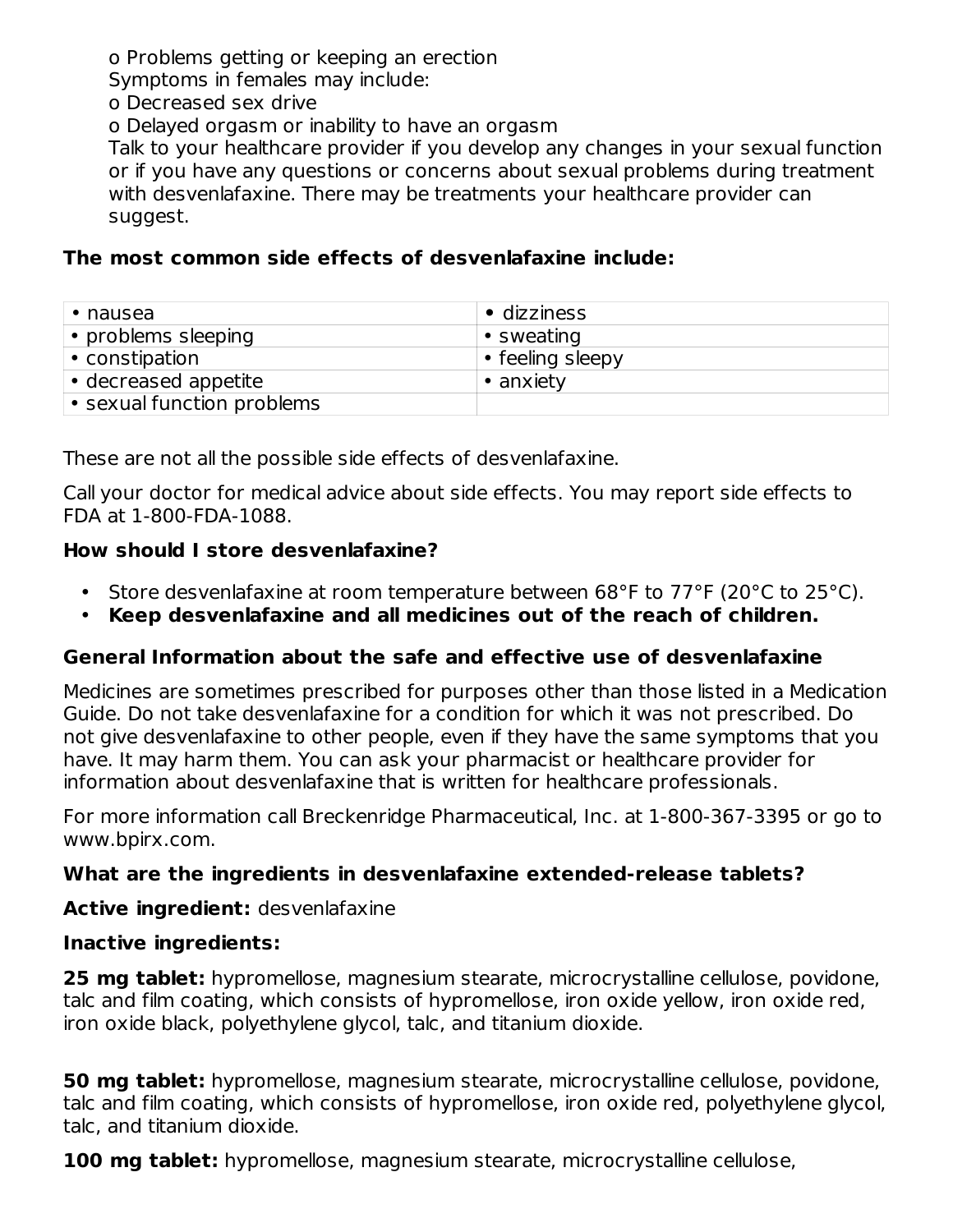o Problems getting or keeping an erection

Symptoms in females may include:

o Decreased sex drive

o Delayed orgasm or inability to have an orgasm

Talk to your healthcare provider if you develop any changes in your sexual function or if you have any questions or concerns about sexual problems during treatment with desvenlafaxine. There may be treatments your healthcare provider can suggest.

**The most common side effects of desvenlafaxine include:**

| | |
|---|---|
| • nausea | • dizziness |
| • problems sleeping | • sweating |
| • constipation | • feeling sleepy |
| • decreased appetite | • anxiety |
| • sexual function problems | |

These are not all the possible side effects of desvenlafaxine.

Call your doctor for medical advice about side effects. You may report side effects to FDA at 1-800-FDA-1088.

**How should I store desvenlafaxine?**

- Store desvenlafaxine at room temperature between 68°F to 77°F (20°C to 25°C).
- **Keep desvenlafaxine and all medicines out of the reach of children.**

**General Information about the safe and effective use of desvenlafaxine**

Medicines are sometimes prescribed for purposes other than those listed in a Medication Guide. Do not take desvenlafaxine for a condition for which it was not prescribed. Do not give desvenlafaxine to other people, even if they have the same symptoms that you have. It may harm them. You can ask your pharmacist or healthcare provider for information about desvenlafaxine that is written for healthcare professionals.

For more information call Breckenridge Pharmaceutical, Inc. at 1-800-367-3395 or go to www.bpirx.com.

**What are the ingredients in desvenlafaxine extended-release tablets?**

**Active ingredient:** desvenlafaxine

**Inactive ingredients:**

**25 mg tablet:** hypromellose, magnesium stearate, microcrystalline cellulose, povidone, talc and film coating, which consists of hypromellose, iron oxide yellow, iron oxide red, iron oxide black, polyethylene glycol, talc, and titanium dioxide.

**50 mg tablet:** hypromellose, magnesium stearate, microcrystalline cellulose, povidone, talc and film coating, which consists of hypromellose, iron oxide red, polyethylene glycol, talc, and titanium dioxide.

**100 mg tablet:** hypromellose, magnesium stearate, microcrystalline cellulose,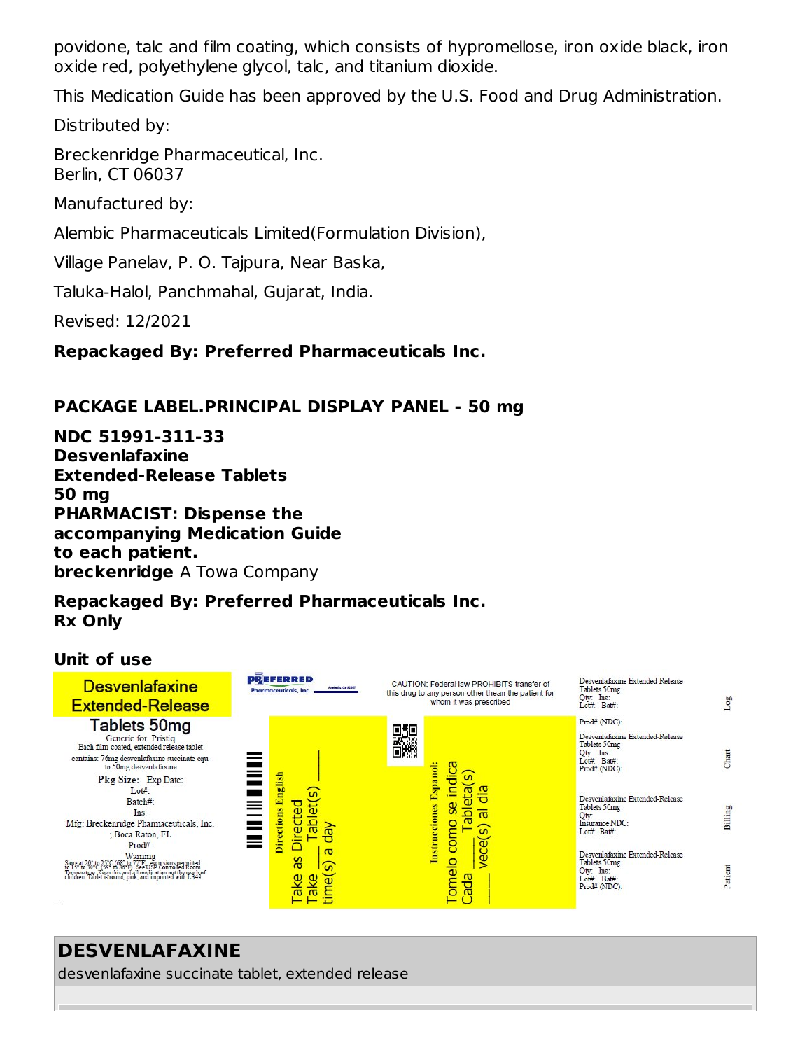povidone, talc and film coating, which consists of hypromellose, iron oxide black, iron oxide red, polyethylene glycol, talc, and titanium dioxide.

This Medication Guide has been approved by the U.S. Food and Drug Administration.

Distributed by:

Breckenridge Pharmaceutical, Inc.
Berlin, CT 06037

Manufactured by:

Alembic Pharmaceuticals Limited(Formulation Division),

Village Panelav, P. O. Tajpura, Near Baska,

Taluka-Halol, Panchmahal, Gujarat, India.

Revised: 12/2021

**Repackaged By: Preferred Pharmaceuticals Inc.**

## PACKAGE LABEL.PRINCIPAL DISPLAY PANEL - 50 mg

**NDC 51991-311-33**
**Desvenlafaxine**
**Extended-Release Tablets**
**50 mg**
**PHARMACIST: Dispense the accompanying Medication Guide to each patient.**
**breckenridge** A Towa Company

**Repackaged By: Preferred Pharmaceuticals Inc.**
**Rx Only**

**Unit of use**

Desvenlafaxine Extended-Release Tablets 50mg
Generic for Pristiq
Each film-coated, extended release tablet contains: 76mg desvenlafaxine succinate equ. to 50mg desvenlafaxine
Pkg Size: Exp Date:
Lot#:
Batch#:
Ins:
Mfg: Breckenridge Pharmaceuticals, Inc. ; Boca Raton, FL
Prod#:
Warning
Store at 20° to 25°C (68° to 77°F); excursions permitted to 15° to 30°C (59° to 86°F). See USP Controlled Room Temperature. Keep this and all medication out the reach of children. Tablet is round, pink, and imprinted with L 545.

PREFERRED Pharmaceuticals, Inc.

CAUTION: Federal law PROHIBITS transfer of this drug to any person other thean the patient for whom it was prescribed

Directions English
Take as Directed
Take ___ Tablet(s) ___ time(s) a day

Instrucciones Espanol:
Tomelo como se indica
Cada ___ Tableta(s) ___ vece(s) al dia

Desvenlafaxine Extended-Release Tablets 50mg
Qty: Ins:
Lot#: Bat#:
Prod# (NDC):
Log

Desvenlafaxine Extended-Release Tablets 50mg
Qty: Ins:
Lot#: Bat#:
Prod# (NDC):
Chart

Desvenlafaxine Extended-Release Tablets 50mg
Qty:
Insurance NDC:
Lot#: Bat#:
Billing

Desvenlafaxine Extended-Release Tablets 50mg
Qty: Ins:
Lot#: Bat#:
Prod# (NDC):
Patient

## DESVENLAFAXINE

desvenlafaxine succinate tablet, extended release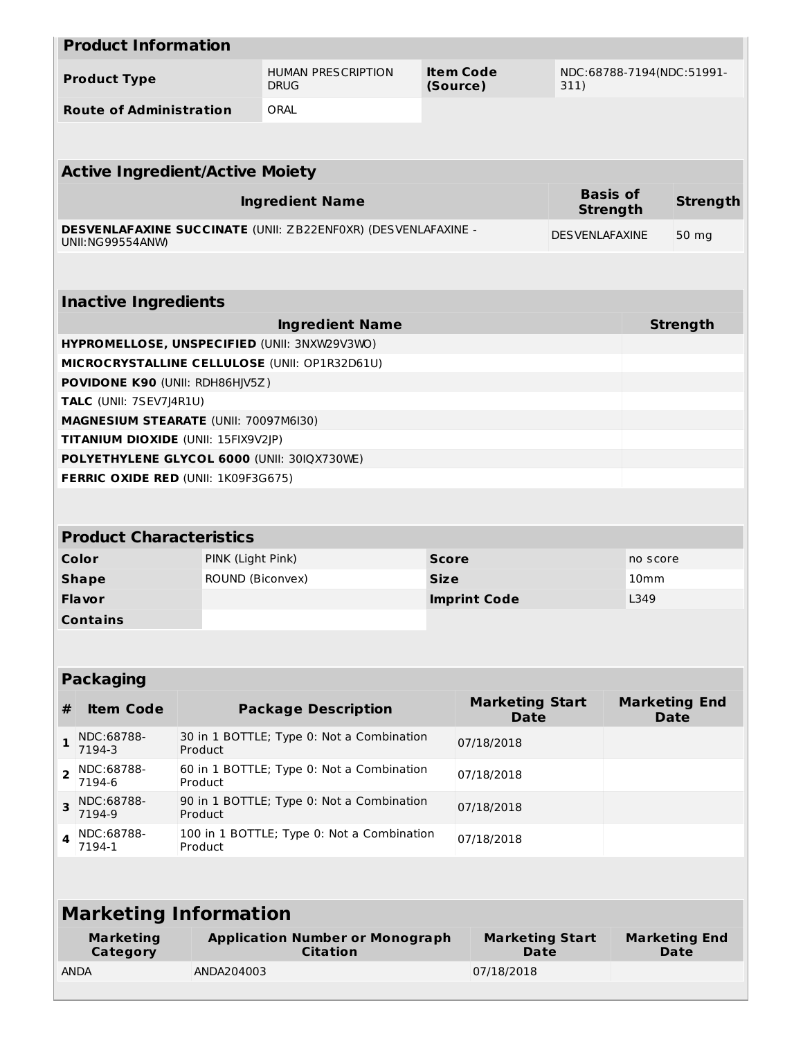| Product Information | | | |
|---|---|---|---|
| **Product Type** | HUMAN PRESCRIPTION DRUG | **Item Code (Source)** | NDC:68788-7194(NDC:51991-311) |
| **Route of Administration** | ORAL | | |

| Active Ingredient/Active Moiety | | |
|---|---|---|
| **Ingredient Name** | **Basis of Strength** | **Strength** |
| **DESVENLAFAXINE SUCCINATE** (UNII: ZB22ENF0XR) (DESVENLAFAXINE - UNII:NG99554ANW) | DESVENLAFAXINE | 50 mg |

| Inactive Ingredients | |
|---|---|
| **Ingredient Name** | **Strength** |
| **HYPROMELLOSE, UNSPECIFIED** (UNII: 3NXW29V3WO) | |
| **MICROCRYSTALLINE CELLULOSE** (UNII: OP1R32D61U) | |
| **POVIDONE K90** (UNII: RDH86HJV5Z) | |
| **TALC** (UNII: 7SEV7J4R1U) | |
| **MAGNESIUM STEARATE** (UNII: 70097M6I30) | |
| **TITANIUM DIOXIDE** (UNII: 15FIX9V2JP) | |
| **POLYETHYLENE GLYCOL 6000** (UNII: 30IQX730WE) | |
| **FERRIC OXIDE RED** (UNII: 1K09F3G675) | |

| Product Characteristics | | | |
|---|---|---|---|
| **Color** | PINK (Light Pink) | **Score** | no score |
| **Shape** | ROUND (Biconvex) | **Size** | 10mm |
| **Flavor** | | **Imprint Code** | L349 |
| **Contains** | | | |

| Packaging | | | | |
|---|---|---|---|---|
| **#** | **Item Code** | **Package Description** | **Marketing Start Date** | **Marketing End Date** |
| **1** | NDC:68788-7194-3 | 30 in 1 BOTTLE; Type 0: Not a Combination Product | 07/18/2018 | |
| **2** | NDC:68788-7194-6 | 60 in 1 BOTTLE; Type 0: Not a Combination Product | 07/18/2018 | |
| **3** | NDC:68788-7194-9 | 90 in 1 BOTTLE; Type 0: Not a Combination Product | 07/18/2018 | |
| **4** | NDC:68788-7194-1 | 100 in 1 BOTTLE; Type 0: Not a Combination Product | 07/18/2018 | |

| Marketing Information | | | |
|---|---|---|---|
| **Marketing Category** | **Application Number or Monograph Citation** | **Marketing Start Date** | **Marketing End Date** |
| ANDA | ANDA204003 | 07/18/2018 | |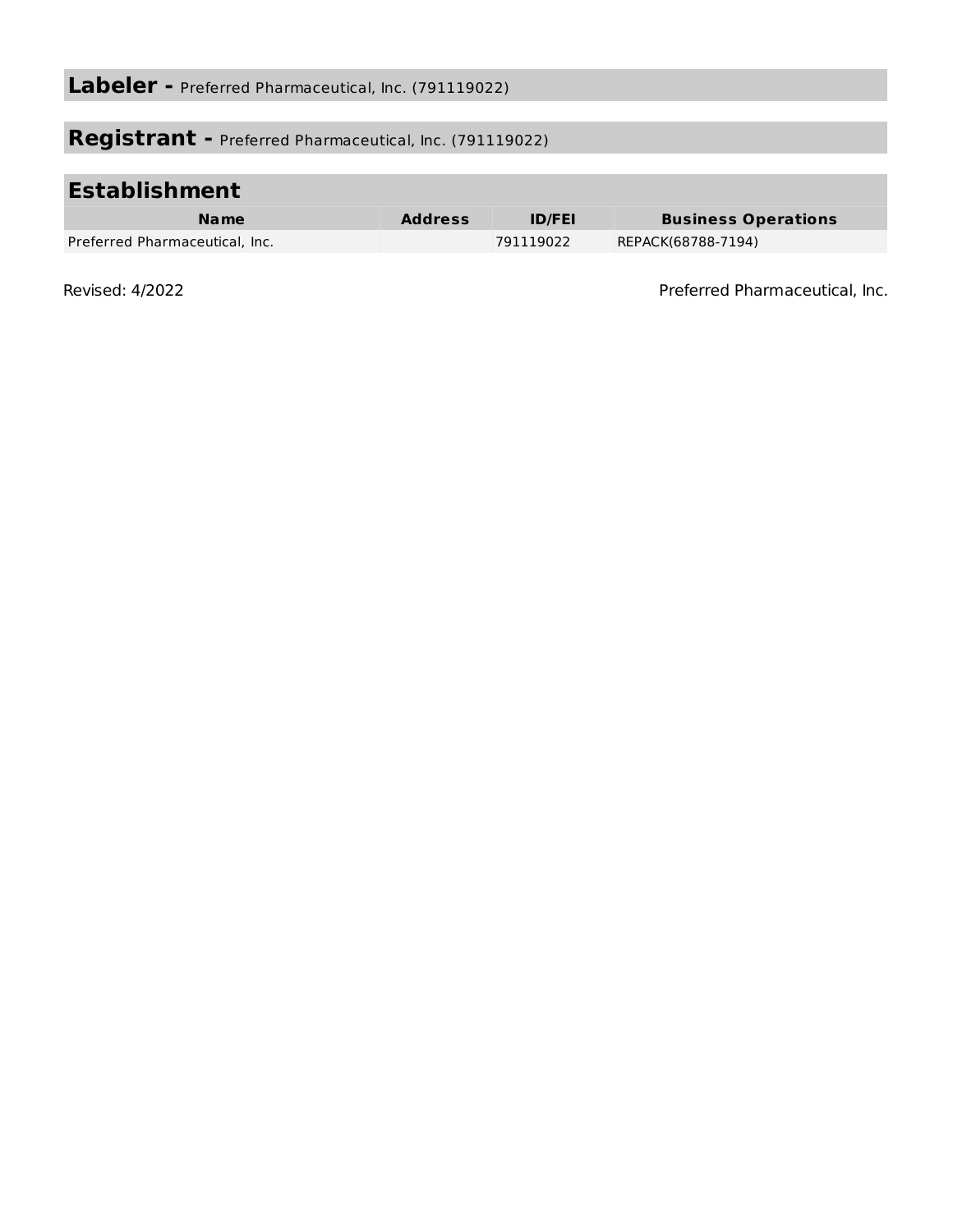## Labeler - Preferred Pharmaceutical, Inc. (791119022)

## Registrant - Preferred Pharmaceutical, Inc. (791119022)

## Establishment

| Name | Address | ID/FEI | Business Operations |
|---|---|---|---|
| Preferred Pharmaceutical, Inc. | | 791119022 | REPACK(68788-7194) |

Revised: 4/2022

Preferred Pharmaceutical, Inc.